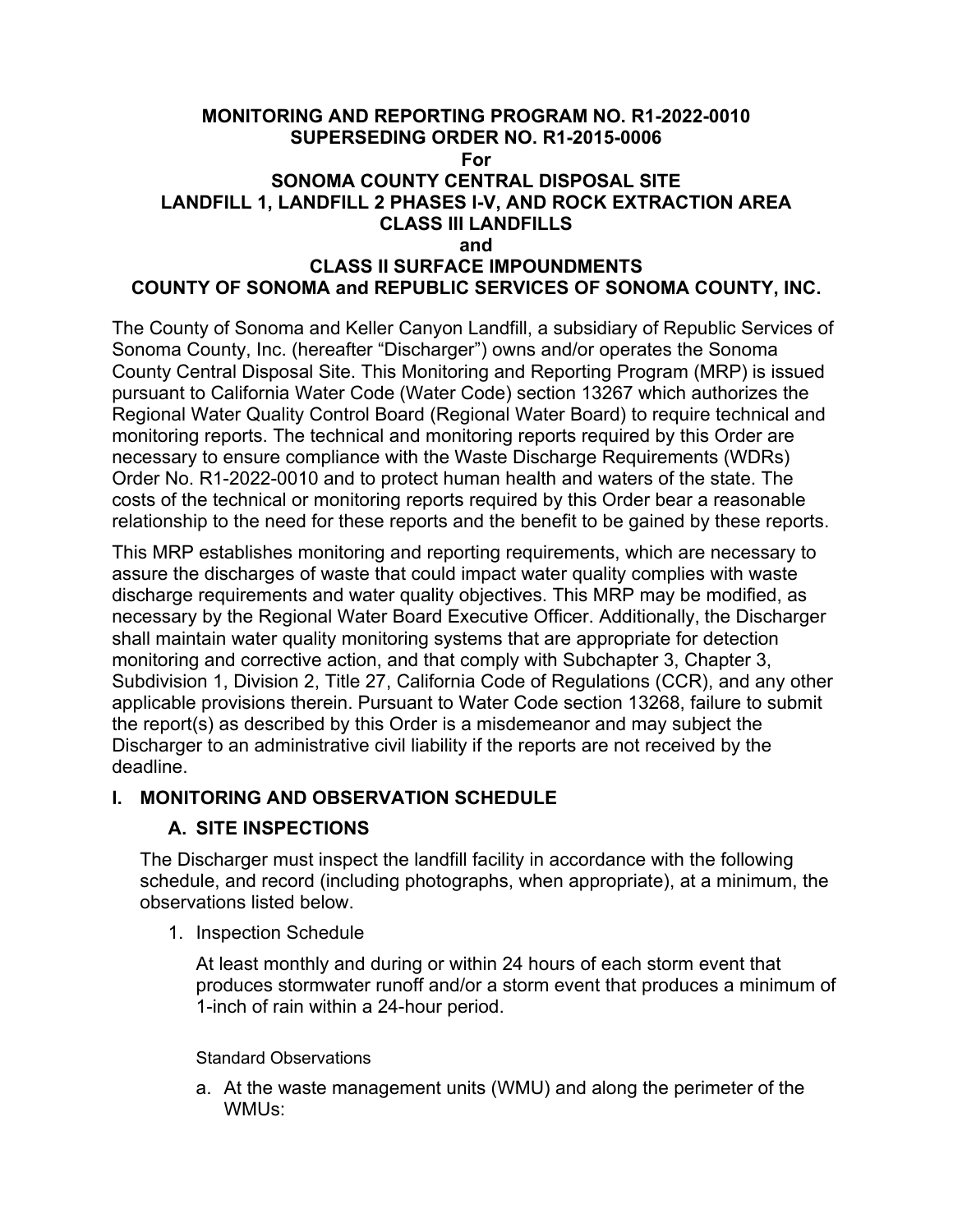# MONITORING AND REPORTING PROGRAM NO. R1-2022-0010
## SUPERSEDING ORDER NO. R1-2015-0006
## For
## SONOMA COUNTY CENTRAL DISPOSAL SITE
## LANDFILL 1, LANDFILL 2 PHASES I-V, AND ROCK EXTRACTION AREA
## CLASS III LANDFILLS
## and
## CLASS II SURFACE IMPOUNDMENTS
## COUNTY OF SONOMA and REPUBLIC SERVICES OF SONOMA COUNTY, INC.

The County of Sonoma and Keller Canyon Landfill, a subsidiary of Republic Services of Sonoma County, Inc. (hereafter "Discharger") owns and/or operates the Sonoma County Central Disposal Site. This Monitoring and Reporting Program (MRP) is issued pursuant to California Water Code (Water Code) section 13267 which authorizes the Regional Water Quality Control Board (Regional Water Board) to require technical and monitoring reports. The technical and monitoring reports required by this Order are necessary to ensure compliance with the Waste Discharge Requirements (WDRs) Order No. R1-2022-0010 and to protect human health and waters of the state. The costs of the technical or monitoring reports required by this Order bear a reasonable relationship to the need for these reports and the benefit to be gained by these reports.

This MRP establishes monitoring and reporting requirements, which are necessary to assure the discharges of waste that could impact water quality complies with waste discharge requirements and water quality objectives. This MRP may be modified, as necessary by the Regional Water Board Executive Officer. Additionally, the Discharger shall maintain water quality monitoring systems that are appropriate for detection monitoring and corrective action, and that comply with Subchapter 3, Chapter 3, Subdivision 1, Division 2, Title 27, California Code of Regulations (CCR), and any other applicable provisions therein. Pursuant to Water Code section 13268, failure to submit the report(s) as described by this Order is a misdemeanor and may subject the Discharger to an administrative civil liability if the reports are not received by the deadline.

## I. MONITORING AND OBSERVATION SCHEDULE

### A. SITE INSPECTIONS

The Discharger must inspect the landfill facility in accordance with the following schedule, and record (including photographs, when appropriate), at a minimum, the observations listed below.

1. Inspection Schedule

   At least monthly and during or within 24 hours of each storm event that produces stormwater runoff and/or a storm event that produces a minimum of 1-inch of rain within a 24-hour period.

   Standard Observations

   a. At the waste management units (WMU) and along the perimeter of the WMUs: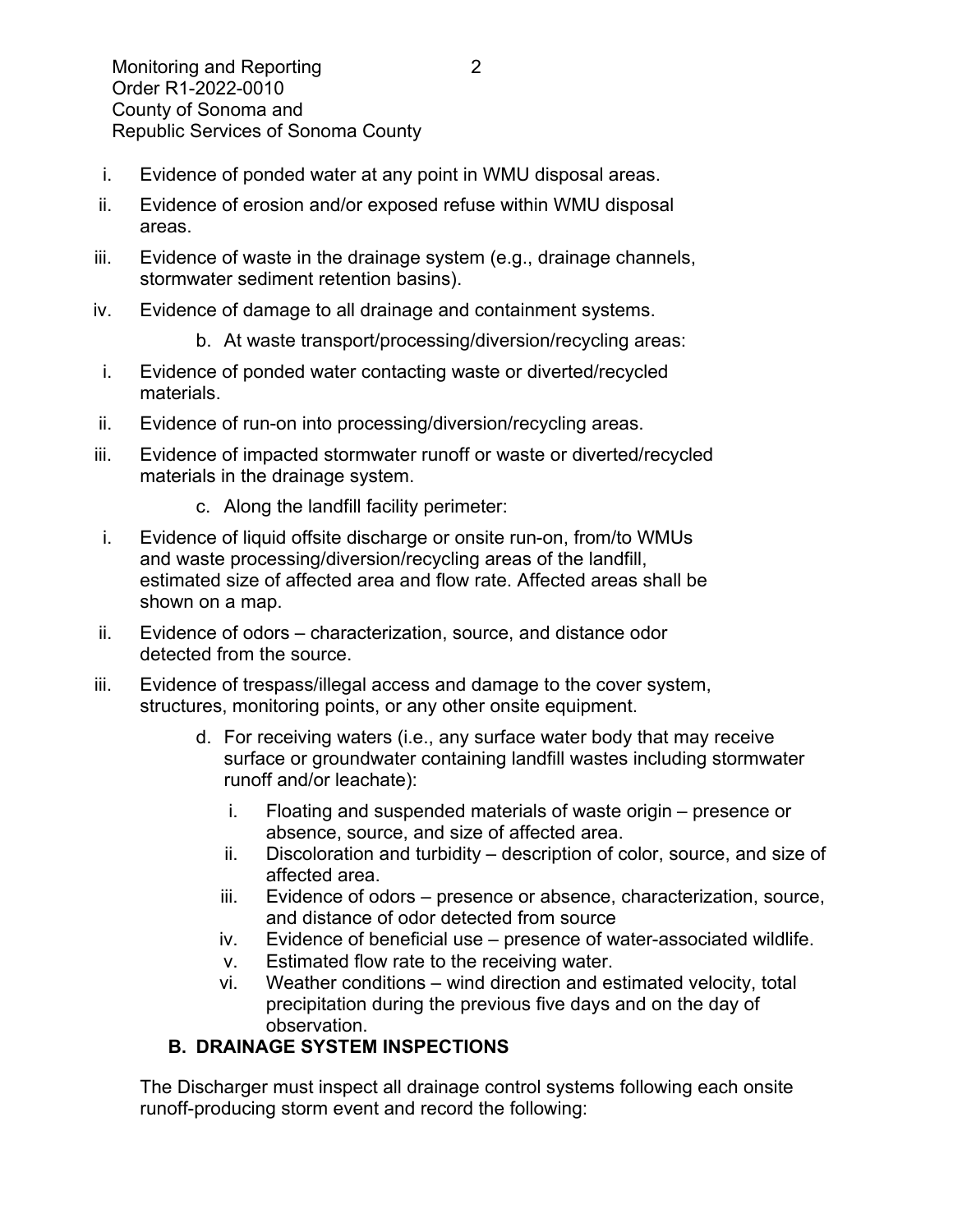i. Evidence of ponded water at any point in WMU disposal areas.

ii. Evidence of erosion and/or exposed refuse within WMU disposal areas.

iii. Evidence of waste in the drainage system (e.g., drainage channels, stormwater sediment retention basins).

iv. Evidence of damage to all drainage and containment systems.

b. At waste transport/processing/diversion/recycling areas:

i. Evidence of ponded water contacting waste or diverted/recycled materials.

ii. Evidence of run-on into processing/diversion/recycling areas.

iii. Evidence of impacted stormwater runoff or waste or diverted/recycled materials in the drainage system.

c. Along the landfill facility perimeter:

i. Evidence of liquid offsite discharge or onsite run-on, from/to WMUs and waste processing/diversion/recycling areas of the landfill, estimated size of affected area and flow rate. Affected areas shall be shown on a map.

ii. Evidence of odors – characterization, source, and distance odor detected from the source.

iii. Evidence of trespass/illegal access and damage to the cover system, structures, monitoring points, or any other onsite equipment.

d. For receiving waters (i.e., any surface water body that may receive surface or groundwater containing landfill wastes including stormwater runoff and/or leachate):

   i. Floating and suspended materials of waste origin – presence or absence, source, and size of affected area.
   ii. Discoloration and turbidity – description of color, source, and size of affected area.
   iii. Evidence of odors – presence or absence, characterization, source, and distance of odor detected from source
   iv. Evidence of beneficial use – presence of water-associated wildlife.
   v. Estimated flow rate to the receiving water.
   vi. Weather conditions – wind direction and estimated velocity, total precipitation during the previous five days and on the day of observation.

### B. DRAINAGE SYSTEM INSPECTIONS

The Discharger must inspect all drainage control systems following each onsite runoff-producing storm event and record the following: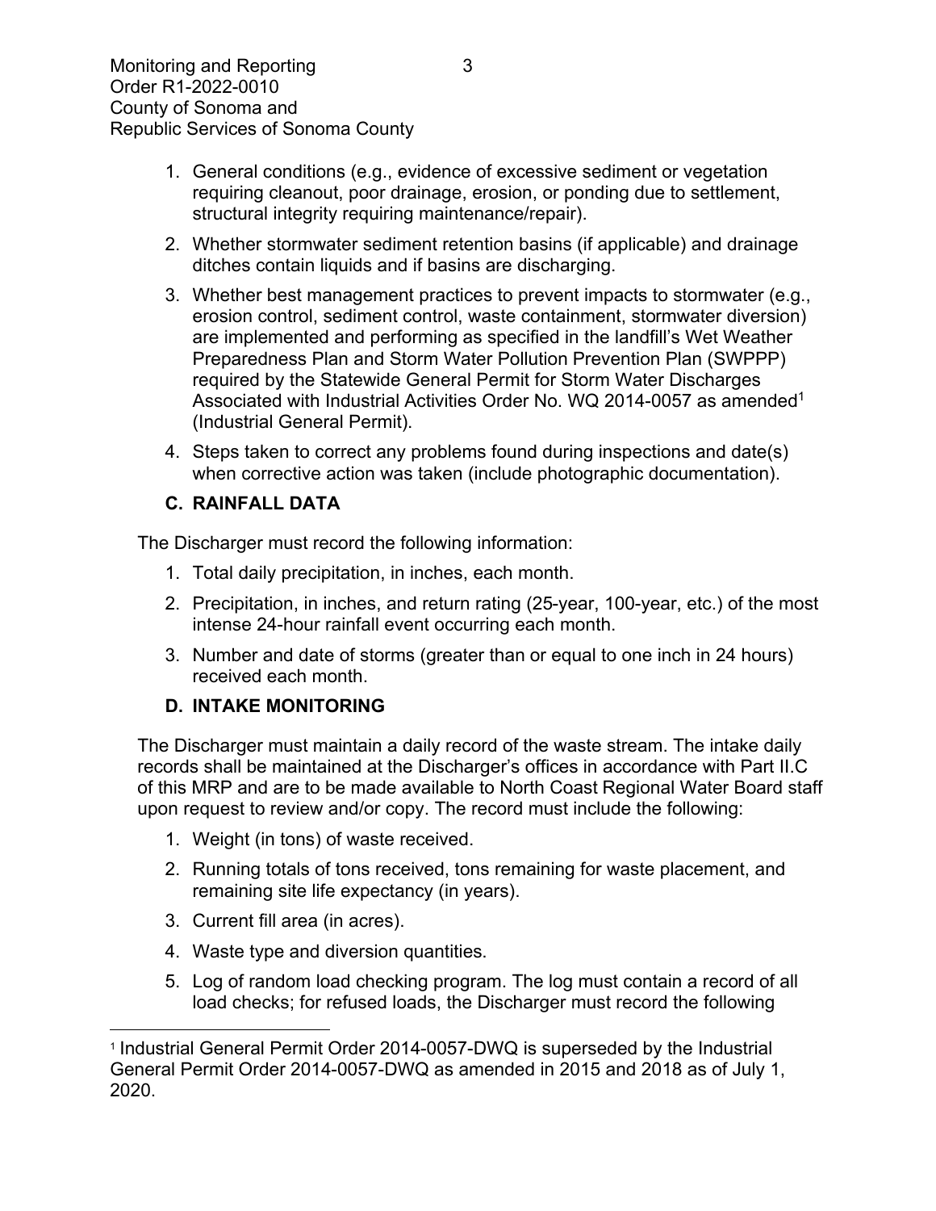1. General conditions (e.g., evidence of excessive sediment or vegetation requiring cleanout, poor drainage, erosion, or ponding due to settlement, structural integrity requiring maintenance/repair).
2. Whether stormwater sediment retention basins (if applicable) and drainage ditches contain liquids and if basins are discharging.
3. Whether best management practices to prevent impacts to stormwater (e.g., erosion control, sediment control, waste containment, stormwater diversion) are implemented and performing as specified in the landfill's Wet Weather Preparedness Plan and Storm Water Pollution Prevention Plan (SWPPP) required by the Statewide General Permit for Storm Water Discharges Associated with Industrial Activities Order No. WQ 2014-0057 as amended[1] (Industrial General Permit).
4. Steps taken to correct any problems found during inspections and date(s) when corrective action was taken (include photographic documentation).

### C. RAINFALL DATA

The Discharger must record the following information:

1. Total daily precipitation, in inches, each month.
2. Precipitation, in inches, and return rating (25-year, 100-year, etc.) of the most intense 24-hour rainfall event occurring each month.
3. Number and date of storms (greater than or equal to one inch in 24 hours) received each month.

### D. INTAKE MONITORING

The Discharger must maintain a daily record of the waste stream. The intake daily records shall be maintained at the Discharger's offices in accordance with Part II.C of this MRP and are to be made available to North Coast Regional Water Board staff upon request to review and/or copy. The record must include the following:

1. Weight (in tons) of waste received.
2. Running totals of tons received, tons remaining for waste placement, and remaining site life expectancy (in years).
3. Current fill area (in acres).
4. Waste type and diversion quantities.
5. Log of random load checking program. The log must contain a record of all load checks; for refused loads, the Discharger must record the following

[1] Industrial General Permit Order 2014-0057-DWQ is superseded by the Industrial General Permit Order 2014-0057-DWQ as amended in 2015 and 2018 as of July 1, 2020.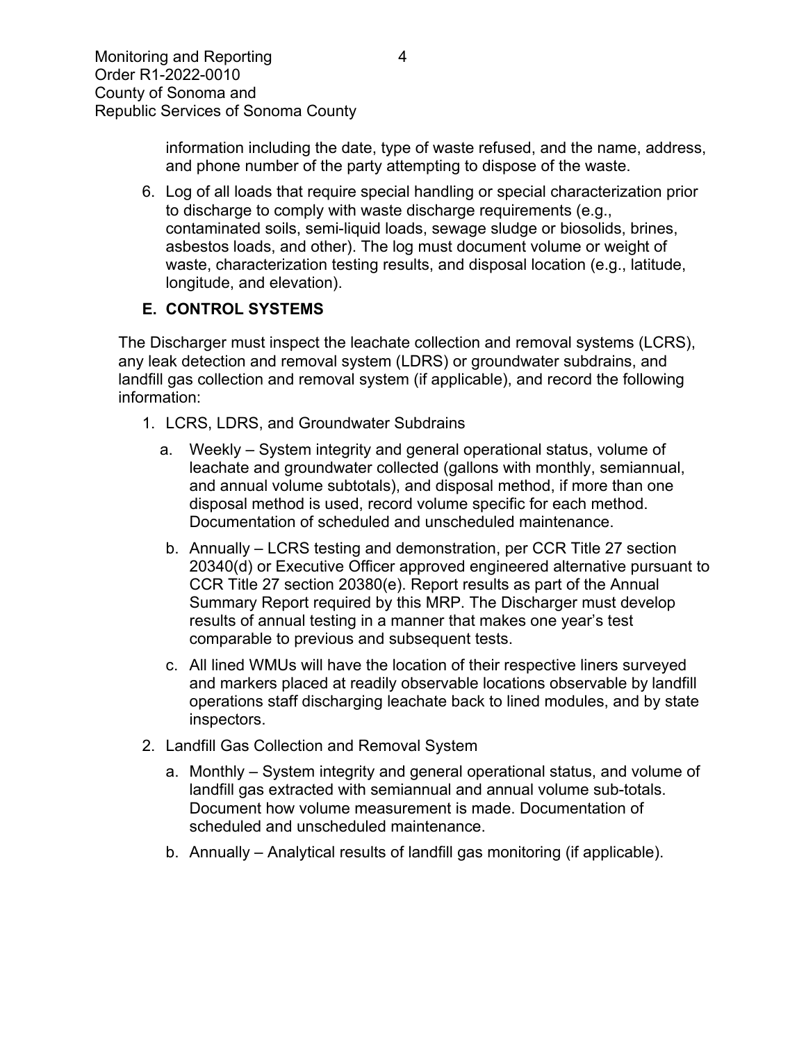information including the date, type of waste refused, and the name, address, and phone number of the party attempting to dispose of the waste.

6. Log of all loads that require special handling or special characterization prior to discharge to comply with waste discharge requirements (e.g., contaminated soils, semi-liquid loads, sewage sludge or biosolids, brines, asbestos loads, and other). The log must document volume or weight of waste, characterization testing results, and disposal location (e.g., latitude, longitude, and elevation).

## E. CONTROL SYSTEMS

The Discharger must inspect the leachate collection and removal systems (LCRS), any leak detection and removal system (LDRS) or groundwater subdrains, and landfill gas collection and removal system (if applicable), and record the following information:

1. LCRS, LDRS, and Groundwater Subdrains
   a. Weekly – System integrity and general operational status, volume of leachate and groundwater collected (gallons with monthly, semiannual, and annual volume subtotals), and disposal method, if more than one disposal method is used, record volume specific for each method. Documentation of scheduled and unscheduled maintenance.
   b. Annually – LCRS testing and demonstration, per CCR Title 27 section 20340(d) or Executive Officer approved engineered alternative pursuant to CCR Title 27 section 20380(e). Report results as part of the Annual Summary Report required by this MRP. The Discharger must develop results of annual testing in a manner that makes one year's test comparable to previous and subsequent tests.
   c. All lined WMUs will have the location of their respective liners surveyed and markers placed at readily observable locations observable by landfill operations staff discharging leachate back to lined modules, and by state inspectors.
2. Landfill Gas Collection and Removal System
   a. Monthly – System integrity and general operational status, and volume of landfill gas extracted with semiannual and annual volume sub-totals. Document how volume measurement is made. Documentation of scheduled and unscheduled maintenance.
   b. Annually – Analytical results of landfill gas monitoring (if applicable).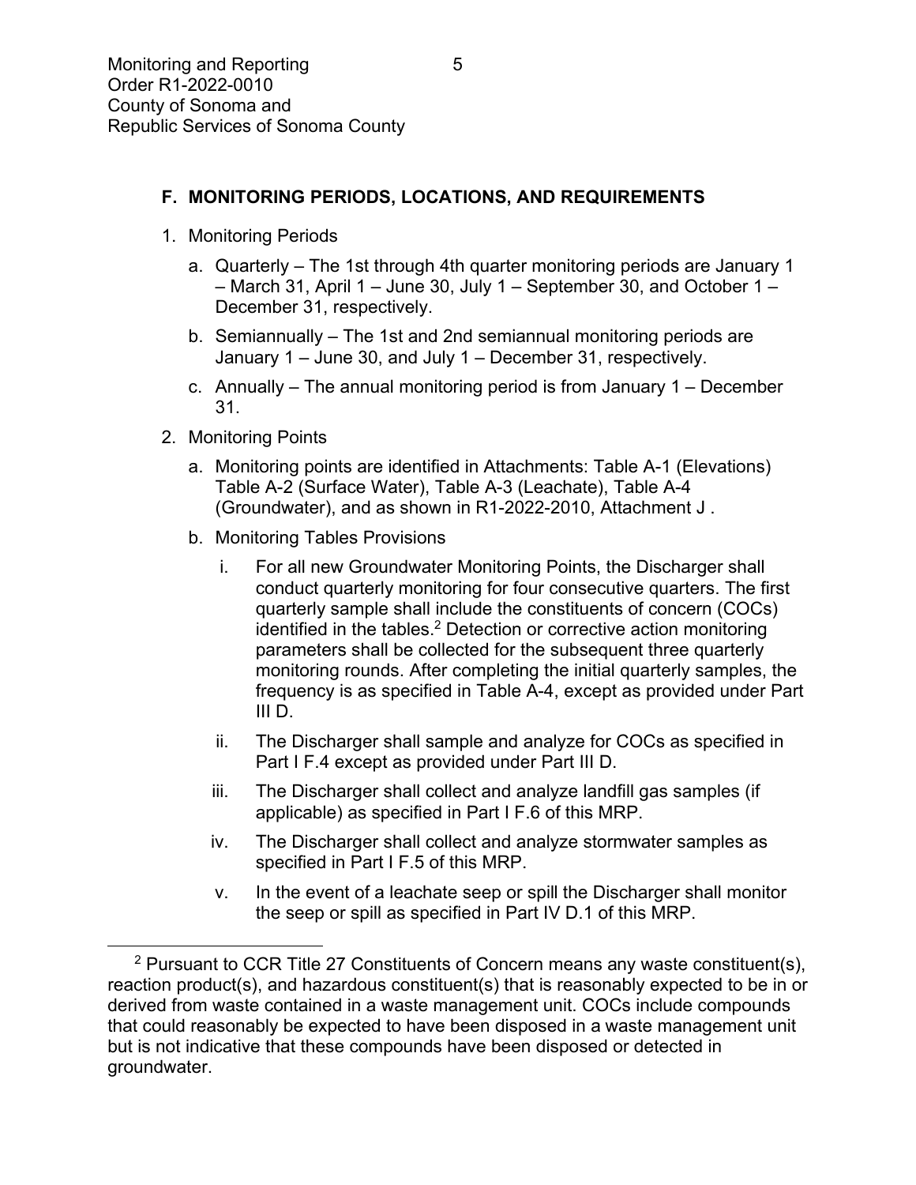## F. MONITORING PERIODS, LOCATIONS, AND REQUIREMENTS

1. Monitoring Periods
   a. Quarterly – The 1st through 4th quarter monitoring periods are January 1 – March 31, April 1 – June 30, July 1 – September 30, and October 1 – December 31, respectively.
   b. Semiannually – The 1st and 2nd semiannual monitoring periods are January 1 – June 30, and July 1 – December 31, respectively.
   c. Annually – The annual monitoring period is from January 1 – December 31.
2. Monitoring Points
   a. Monitoring points are identified in Attachments: Table A-1 (Elevations) Table A-2 (Surface Water), Table A-3 (Leachate), Table A-4 (Groundwater), and as shown in R1-2022-2010, Attachment J .
   b. Monitoring Tables Provisions
      i. For all new Groundwater Monitoring Points, the Discharger shall conduct quarterly monitoring for four consecutive quarters. The first quarterly sample shall include the constituents of concern (COCs) identified in the tables.[2] Detection or corrective action monitoring parameters shall be collected for the subsequent three quarterly monitoring rounds. After completing the initial quarterly samples, the frequency is as specified in Table A-4, except as provided under Part III D.
      ii. The Discharger shall sample and analyze for COCs as specified in Part I F.4 except as provided under Part III D.
      iii. The Discharger shall collect and analyze landfill gas samples (if applicable) as specified in Part I F.6 of this MRP.
      iv. The Discharger shall collect and analyze stormwater samples as specified in Part I F.5 of this MRP.
      v. In the event of a leachate seep or spill the Discharger shall monitor the seep or spill as specified in Part IV D.1 of this MRP.

[2] Pursuant to CCR Title 27 Constituents of Concern means any waste constituent(s), reaction product(s), and hazardous constituent(s) that is reasonably expected to be in or derived from waste contained in a waste management unit. COCs include compounds that could reasonably be expected to have been disposed in a waste management unit but is not indicative that these compounds have been disposed or detected in groundwater.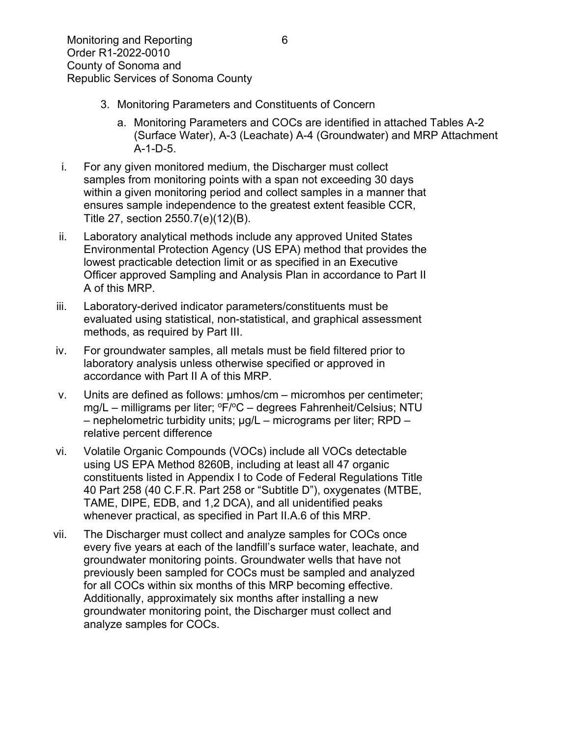3. Monitoring Parameters and Constituents of Concern

   a. Monitoring Parameters and COCs are identified in attached Tables A-2 (Surface Water), A-3 (Leachate) A-4 (Groundwater) and MRP Attachment A-1-D-5.

i. For any given monitored medium, the Discharger must collect samples from monitoring points with a span not exceeding 30 days within a given monitoring period and collect samples in a manner that ensures sample independence to the greatest extent feasible CCR, Title 27, section 2550.7(e)(12)(B).

ii. Laboratory analytical methods include any approved United States Environmental Protection Agency (US EPA) method that provides the lowest practicable detection limit or as specified in an Executive Officer approved Sampling and Analysis Plan in accordance to Part II A of this MRP.

iii. Laboratory-derived indicator parameters/constituents must be evaluated using statistical, non-statistical, and graphical assessment methods, as required by Part III.

iv. For groundwater samples, all metals must be field filtered prior to laboratory analysis unless otherwise specified or approved in accordance with Part II A of this MRP.

v. Units are defined as follows: µmhos/cm – micromhos per centimeter; mg/L – milligrams per liter; ºF/ºC – degrees Fahrenheit/Celsius; NTU – nephelometric turbidity units; µg/L – micrograms per liter; RPD – relative percent difference

vi. Volatile Organic Compounds (VOCs) include all VOCs detectable using US EPA Method 8260B, including at least all 47 organic constituents listed in Appendix I to Code of Federal Regulations Title 40 Part 258 (40 C.F.R. Part 258 or "Subtitle D"), oxygenates (MTBE, TAME, DIPE, EDB, and 1,2 DCA), and all unidentified peaks whenever practical, as specified in Part II.A.6 of this MRP.

vii. The Discharger must collect and analyze samples for COCs once every five years at each of the landfill's surface water, leachate, and groundwater monitoring points. Groundwater wells that have not previously been sampled for COCs must be sampled and analyzed for all COCs within six months of this MRP becoming effective. Additionally, approximately six months after installing a new groundwater monitoring point, the Discharger must collect and analyze samples for COCs.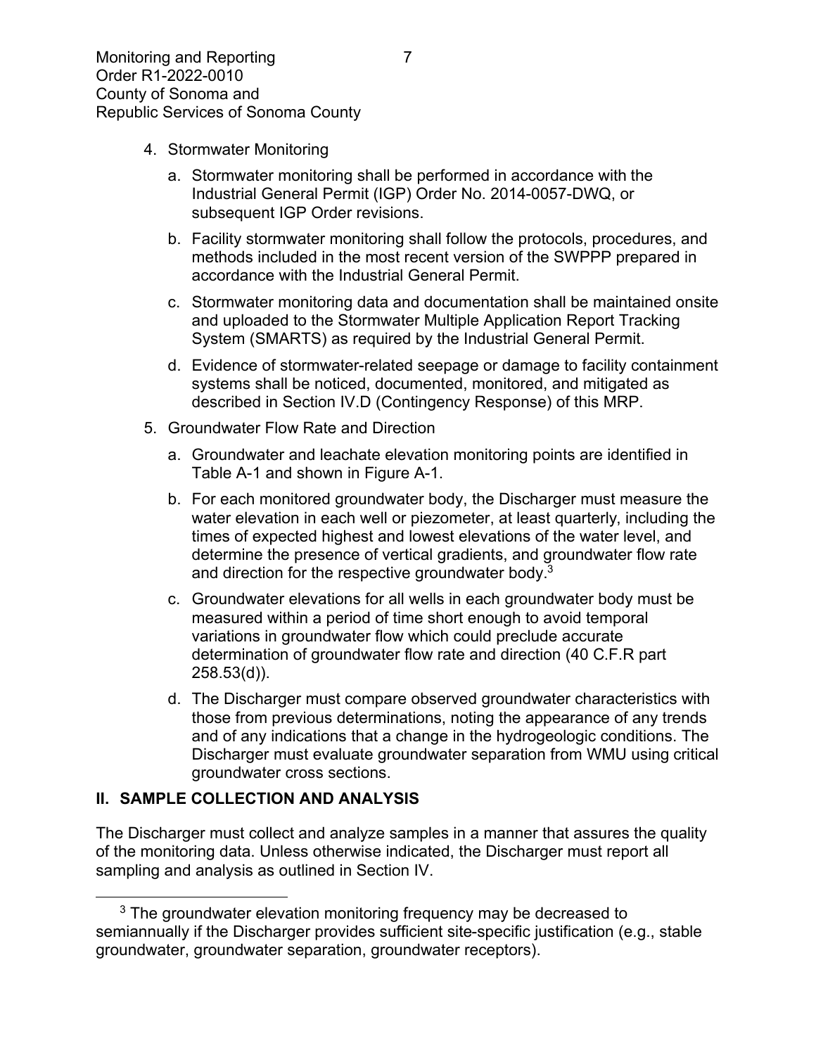4. Stormwater Monitoring

   a. Stormwater monitoring shall be performed in accordance with the Industrial General Permit (IGP) Order No. 2014-0057-DWQ, or subsequent IGP Order revisions.

   b. Facility stormwater monitoring shall follow the protocols, procedures, and methods included in the most recent version of the SWPPP prepared in accordance with the Industrial General Permit.

   c. Stormwater monitoring data and documentation shall be maintained onsite and uploaded to the Stormwater Multiple Application Report Tracking System (SMARTS) as required by the Industrial General Permit.

   d. Evidence of stormwater-related seepage or damage to facility containment systems shall be noticed, documented, monitored, and mitigated as described in Section IV.D (Contingency Response) of this MRP.

5. Groundwater Flow Rate and Direction

   a. Groundwater and leachate elevation monitoring points are identified in Table A-1 and shown in Figure A-1.

   b. For each monitored groundwater body, the Discharger must measure the water elevation in each well or piezometer, at least quarterly, including the times of expected highest and lowest elevations of the water level, and determine the presence of vertical gradients, and groundwater flow rate and direction for the respective groundwater body.[3]

   c. Groundwater elevations for all wells in each groundwater body must be measured within a period of time short enough to avoid temporal variations in groundwater flow which could preclude accurate determination of groundwater flow rate and direction (40 C.F.R part 258.53(d)).

   d. The Discharger must compare observed groundwater characteristics with those from previous determinations, noting the appearance of any trends and of any indications that a change in the hydrogeologic conditions. The Discharger must evaluate groundwater separation from WMU using critical groundwater cross sections.

## II. SAMPLE COLLECTION AND ANALYSIS

The Discharger must collect and analyze samples in a manner that assures the quality of the monitoring data. Unless otherwise indicated, the Discharger must report all sampling and analysis as outlined in Section IV.

---

[3] The groundwater elevation monitoring frequency may be decreased to semiannually if the Discharger provides sufficient site-specific justification (e.g., stable groundwater, groundwater separation, groundwater receptors).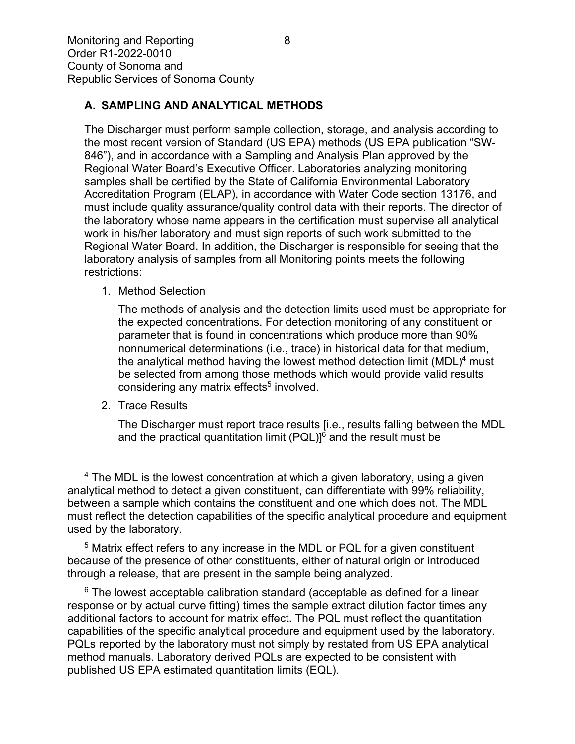## A. SAMPLING AND ANALYTICAL METHODS

The Discharger must perform sample collection, storage, and analysis according to the most recent version of Standard (US EPA) methods (US EPA publication "SW-846"), and in accordance with a Sampling and Analysis Plan approved by the Regional Water Board's Executive Officer. Laboratories analyzing monitoring samples shall be certified by the State of California Environmental Laboratory Accreditation Program (ELAP), in accordance with Water Code section 13176, and must include quality assurance/quality control data with their reports. The director of the laboratory whose name appears in the certification must supervise all analytical work in his/her laboratory and must sign reports of such work submitted to the Regional Water Board. In addition, the Discharger is responsible for seeing that the laboratory analysis of samples from all Monitoring points meets the following restrictions:

1. Method Selection

   The methods of analysis and the detection limits used must be appropriate for the expected concentrations. For detection monitoring of any constituent or parameter that is found in concentrations which produce more than 90% nonnumerical determinations (i.e., trace) in historical data for that medium, the analytical method having the lowest method detection limit (MDL)[4] must be selected from among those methods which would provide valid results considering any matrix effects[5] involved.

2. Trace Results

   The Discharger must report trace results [i.e., results falling between the MDL and the practical quantitation limit (PQL)][6] and the result must be

---

[4] The MDL is the lowest concentration at which a given laboratory, using a given analytical method to detect a given constituent, can differentiate with 99% reliability, between a sample which contains the constituent and one which does not. The MDL must reflect the detection capabilities of the specific analytical procedure and equipment used by the laboratory.

[5] Matrix effect refers to any increase in the MDL or PQL for a given constituent because of the presence of other constituents, either of natural origin or introduced through a release, that are present in the sample being analyzed.

[6] The lowest acceptable calibration standard (acceptable as defined for a linear response or by actual curve fitting) times the sample extract dilution factor times any additional factors to account for matrix effect. The PQL must reflect the quantitation capabilities of the specific analytical procedure and equipment used by the laboratory. PQLs reported by the laboratory must not simply by restated from US EPA analytical method manuals. Laboratory derived PQLs are expected to be consistent with published US EPA estimated quantitation limits (EQL).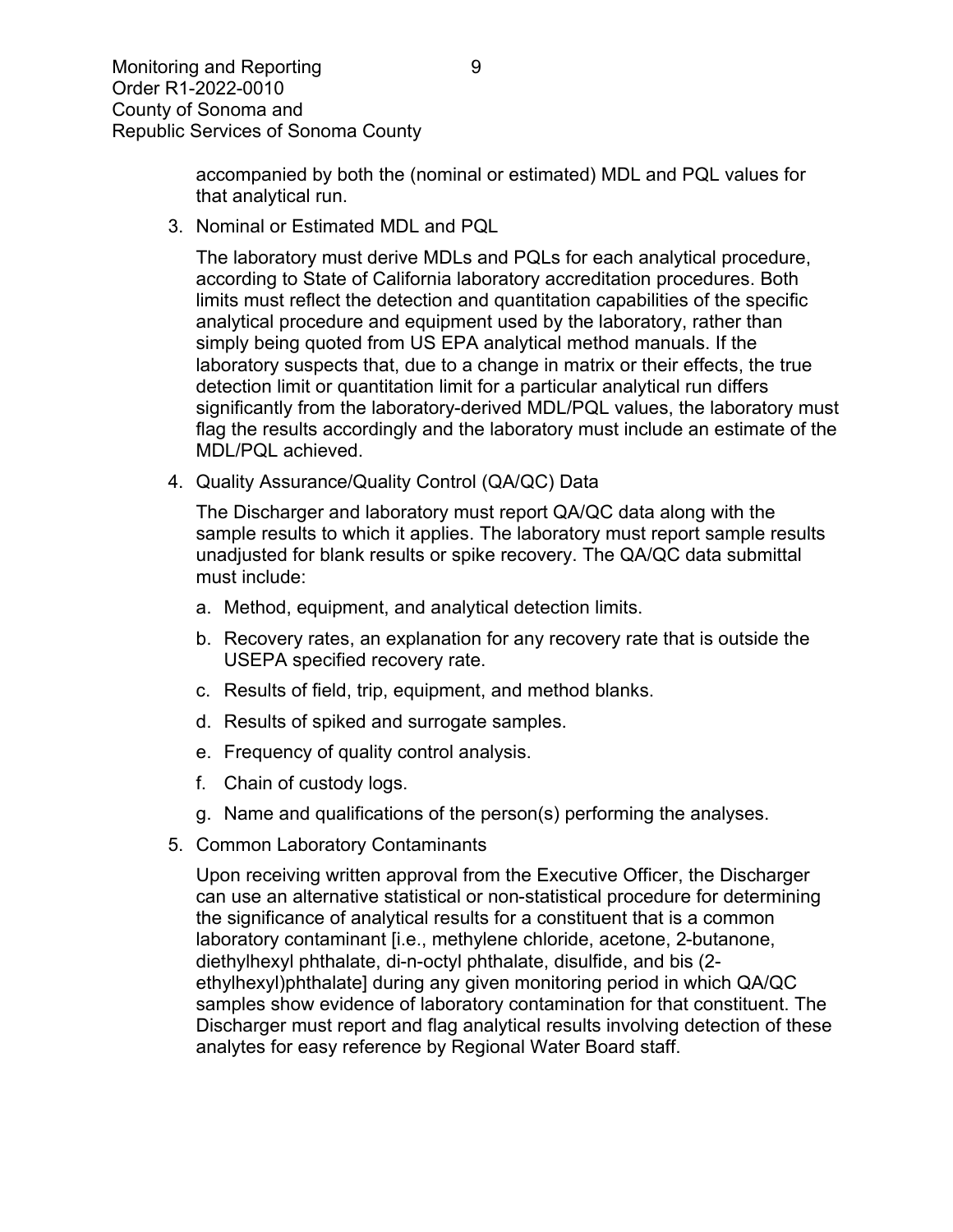accompanied by both the (nominal or estimated) MDL and PQL values for that analytical run.

3. Nominal or Estimated MDL and PQL

   The laboratory must derive MDLs and PQLs for each analytical procedure, according to State of California laboratory accreditation procedures. Both limits must reflect the detection and quantitation capabilities of the specific analytical procedure and equipment used by the laboratory, rather than simply being quoted from US EPA analytical method manuals. If the laboratory suspects that, due to a change in matrix or their effects, the true detection limit or quantitation limit for a particular analytical run differs significantly from the laboratory-derived MDL/PQL values, the laboratory must flag the results accordingly and the laboratory must include an estimate of the MDL/PQL achieved.

4. Quality Assurance/Quality Control (QA/QC) Data

   The Discharger and laboratory must report QA/QC data along with the sample results to which it applies. The laboratory must report sample results unadjusted for blank results or spike recovery. The QA/QC data submittal must include:

   a. Method, equipment, and analytical detection limits.
   b. Recovery rates, an explanation for any recovery rate that is outside the USEPA specified recovery rate.
   c. Results of field, trip, equipment, and method blanks.
   d. Results of spiked and surrogate samples.
   e. Frequency of quality control analysis.
   f. Chain of custody logs.
   g. Name and qualifications of the person(s) performing the analyses.

5. Common Laboratory Contaminants

   Upon receiving written approval from the Executive Officer, the Discharger can use an alternative statistical or non-statistical procedure for determining the significance of analytical results for a constituent that is a common laboratory contaminant [i.e., methylene chloride, acetone, 2-butanone, diethylhexyl phthalate, di-n-octyl phthalate, disulfide, and bis (2-ethylhexyl)phthalate] during any given monitoring period in which QA/QC samples show evidence of laboratory contamination for that constituent. The Discharger must report and flag analytical results involving detection of these analytes for easy reference by Regional Water Board staff.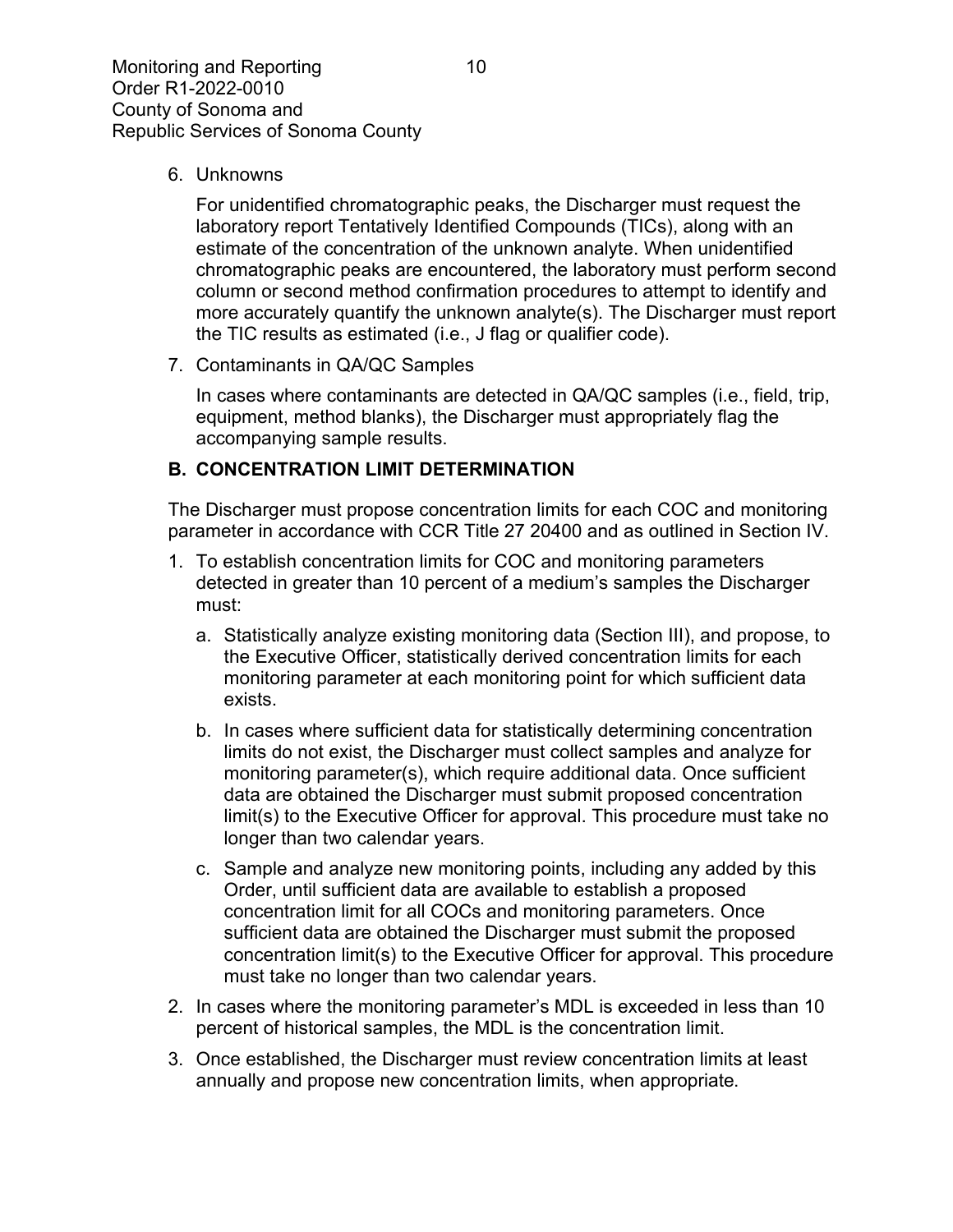6. Unknowns

   For unidentified chromatographic peaks, the Discharger must request the laboratory report Tentatively Identified Compounds (TICs), along with an estimate of the concentration of the unknown analyte. When unidentified chromatographic peaks are encountered, the laboratory must perform second column or second method confirmation procedures to attempt to identify and more accurately quantify the unknown analyte(s). The Discharger must report the TIC results as estimated (i.e., J flag or qualifier code).

7. Contaminants in QA/QC Samples

   In cases where contaminants are detected in QA/QC samples (i.e., field, trip, equipment, method blanks), the Discharger must appropriately flag the accompanying sample results.

### B. CONCENTRATION LIMIT DETERMINATION

The Discharger must propose concentration limits for each COC and monitoring parameter in accordance with CCR Title 27 20400 and as outlined in Section IV.

1. To establish concentration limits for COC and monitoring parameters detected in greater than 10 percent of a medium's samples the Discharger must:
   a. Statistically analyze existing monitoring data (Section III), and propose, to the Executive Officer, statistically derived concentration limits for each monitoring parameter at each monitoring point for which sufficient data exists.
   b. In cases where sufficient data for statistically determining concentration limits do not exist, the Discharger must collect samples and analyze for monitoring parameter(s), which require additional data. Once sufficient data are obtained the Discharger must submit proposed concentration limit(s) to the Executive Officer for approval. This procedure must take no longer than two calendar years.
   c. Sample and analyze new monitoring points, including any added by this Order, until sufficient data are available to establish a proposed concentration limit for all COCs and monitoring parameters. Once sufficient data are obtained the Discharger must submit the proposed concentration limit(s) to the Executive Officer for approval. This procedure must take no longer than two calendar years.
2. In cases where the monitoring parameter's MDL is exceeded in less than 10 percent of historical samples, the MDL is the concentration limit.
3. Once established, the Discharger must review concentration limits at least annually and propose new concentration limits, when appropriate.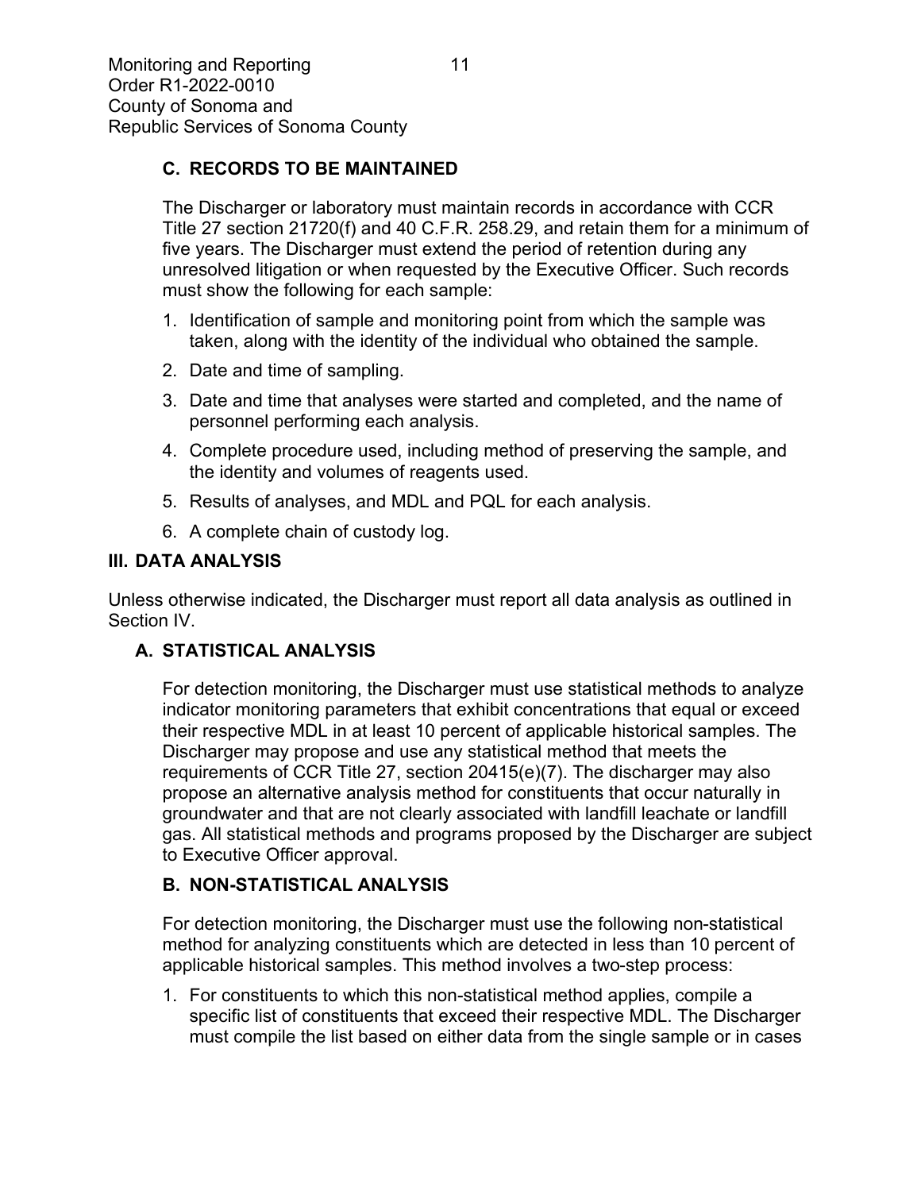### C. RECORDS TO BE MAINTAINED

The Discharger or laboratory must maintain records in accordance with CCR Title 27 section 21720(f) and 40 C.F.R. 258.29, and retain them for a minimum of five years. The Discharger must extend the period of retention during any unresolved litigation or when requested by the Executive Officer. Such records must show the following for each sample:

1. Identification of sample and monitoring point from which the sample was taken, along with the identity of the individual who obtained the sample.
2. Date and time of sampling.
3. Date and time that analyses were started and completed, and the name of personnel performing each analysis.
4. Complete procedure used, including method of preserving the sample, and the identity and volumes of reagents used.
5. Results of analyses, and MDL and PQL for each analysis.
6. A complete chain of custody log.

## III. DATA ANALYSIS

Unless otherwise indicated, the Discharger must report all data analysis as outlined in Section IV.

### A. STATISTICAL ANALYSIS

For detection monitoring, the Discharger must use statistical methods to analyze indicator monitoring parameters that exhibit concentrations that equal or exceed their respective MDL in at least 10 percent of applicable historical samples. The Discharger may propose and use any statistical method that meets the requirements of CCR Title 27, section 20415(e)(7). The discharger may also propose an alternative analysis method for constituents that occur naturally in groundwater and that are not clearly associated with landfill leachate or landfill gas. All statistical methods and programs proposed by the Discharger are subject to Executive Officer approval.

### B. NON-STATISTICAL ANALYSIS

For detection monitoring, the Discharger must use the following non-statistical method for analyzing constituents which are detected in less than 10 percent of applicable historical samples. This method involves a two-step process:

1. For constituents to which this non-statistical method applies, compile a specific list of constituents that exceed their respective MDL. The Discharger must compile the list based on either data from the single sample or in cases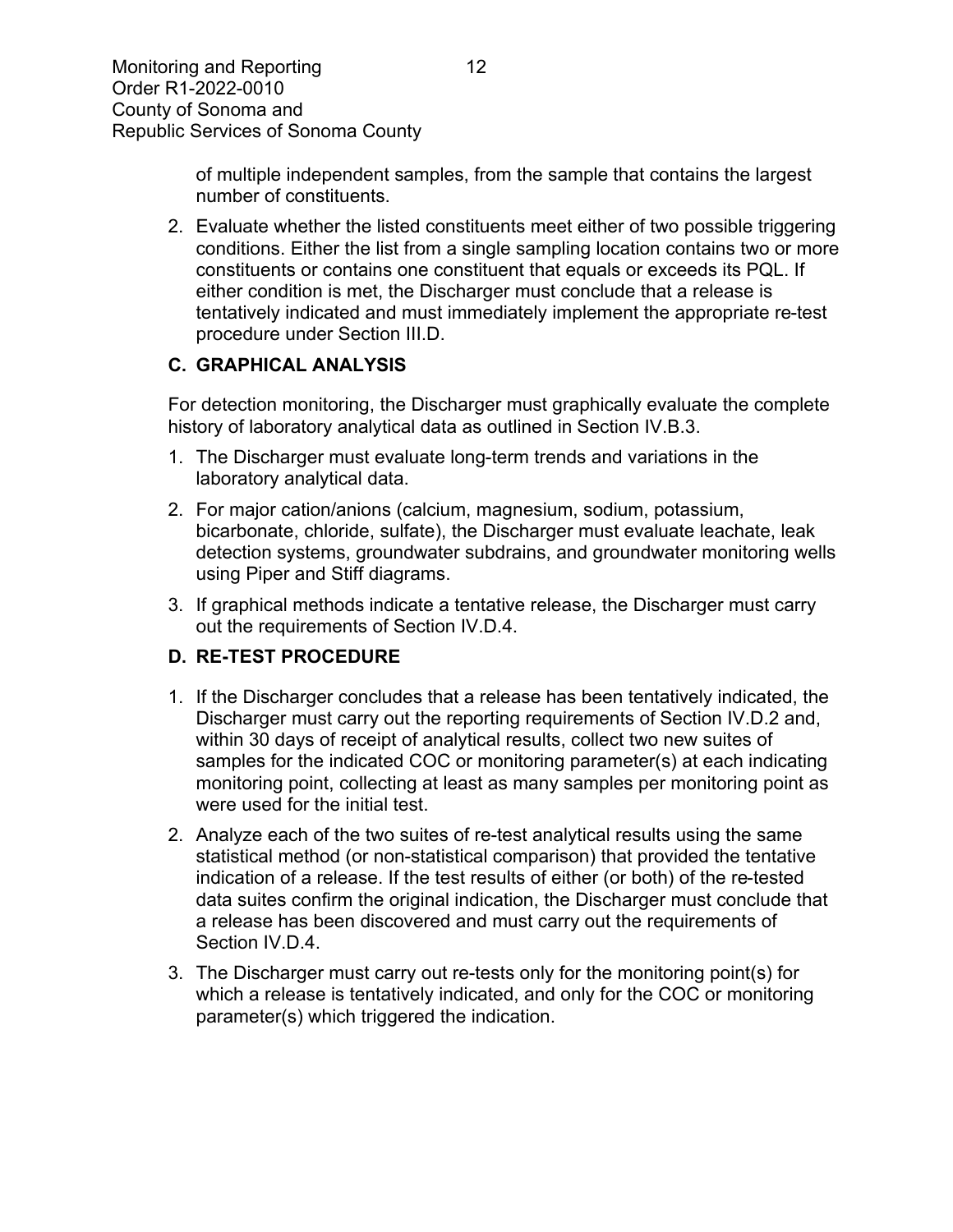of multiple independent samples, from the sample that contains the largest number of constituents.

2. Evaluate whether the listed constituents meet either of two possible triggering conditions. Either the list from a single sampling location contains two or more constituents or contains one constituent that equals or exceeds its PQL. If either condition is met, the Discharger must conclude that a release is tentatively indicated and must immediately implement the appropriate re-test procedure under Section III.D.

### C. GRAPHICAL ANALYSIS

For detection monitoring, the Discharger must graphically evaluate the complete history of laboratory analytical data as outlined in Section IV.B.3.

1. The Discharger must evaluate long-term trends and variations in the laboratory analytical data.
2. For major cation/anions (calcium, magnesium, sodium, potassium, bicarbonate, chloride, sulfate), the Discharger must evaluate leachate, leak detection systems, groundwater subdrains, and groundwater monitoring wells using Piper and Stiff diagrams.
3. If graphical methods indicate a tentative release, the Discharger must carry out the requirements of Section IV.D.4.

### D. RE-TEST PROCEDURE

1. If the Discharger concludes that a release has been tentatively indicated, the Discharger must carry out the reporting requirements of Section IV.D.2 and, within 30 days of receipt of analytical results, collect two new suites of samples for the indicated COC or monitoring parameter(s) at each indicating monitoring point, collecting at least as many samples per monitoring point as were used for the initial test.
2. Analyze each of the two suites of re-test analytical results using the same statistical method (or non-statistical comparison) that provided the tentative indication of a release. If the test results of either (or both) of the re-tested data suites confirm the original indication, the Discharger must conclude that a release has been discovered and must carry out the requirements of Section IV.D.4.
3. The Discharger must carry out re-tests only for the monitoring point(s) for which a release is tentatively indicated, and only for the COC or monitoring parameter(s) which triggered the indication.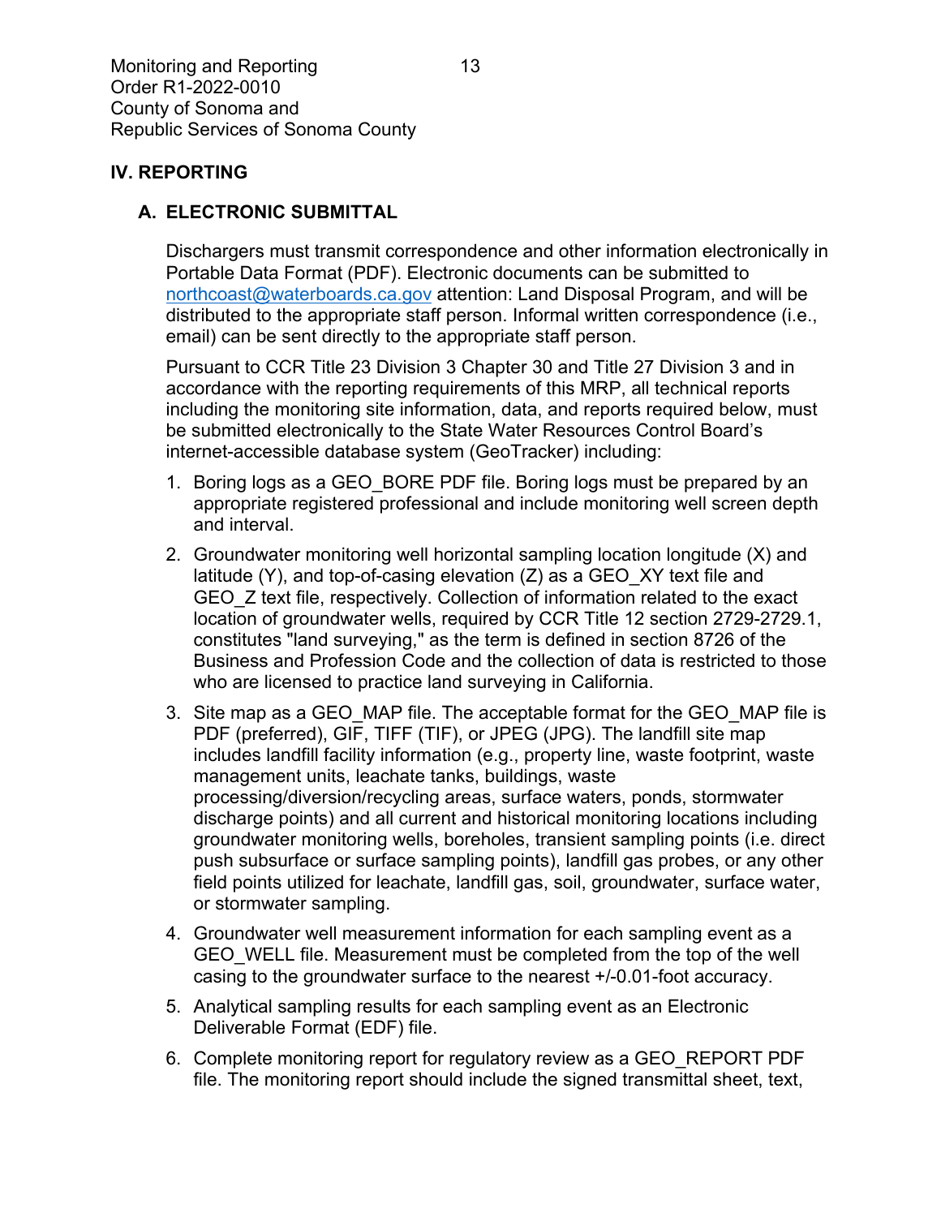## IV. REPORTING

### A. ELECTRONIC SUBMITTAL

Dischargers must transmit correspondence and other information electronically in Portable Data Format (PDF). Electronic documents can be submitted to northcoast@waterboards.ca.gov attention: Land Disposal Program, and will be distributed to the appropriate staff person. Informal written correspondence (i.e., email) can be sent directly to the appropriate staff person.

Pursuant to CCR Title 23 Division 3 Chapter 30 and Title 27 Division 3 and in accordance with the reporting requirements of this MRP, all technical reports including the monitoring site information, data, and reports required below, must be submitted electronically to the State Water Resources Control Board's internet-accessible database system (GeoTracker) including:

1. Boring logs as a GEO_BORE PDF file. Boring logs must be prepared by an appropriate registered professional and include monitoring well screen depth and interval.
2. Groundwater monitoring well horizontal sampling location longitude (X) and latitude (Y), and top-of-casing elevation (Z) as a GEO_XY text file and GEO_Z text file, respectively. Collection of information related to the exact location of groundwater wells, required by CCR Title 12 section 2729-2729.1, constitutes "land surveying," as the term is defined in section 8726 of the Business and Profession Code and the collection of data is restricted to those who are licensed to practice land surveying in California.
3. Site map as a GEO_MAP file. The acceptable format for the GEO_MAP file is PDF (preferred), GIF, TIFF (TIF), or JPEG (JPG). The landfill site map includes landfill facility information (e.g., property line, waste footprint, waste management units, leachate tanks, buildings, waste processing/diversion/recycling areas, surface waters, ponds, stormwater discharge points) and all current and historical monitoring locations including groundwater monitoring wells, boreholes, transient sampling points (i.e. direct push subsurface or surface sampling points), landfill gas probes, or any other field points utilized for leachate, landfill gas, soil, groundwater, surface water, or stormwater sampling.
4. Groundwater well measurement information for each sampling event as a GEO_WELL file. Measurement must be completed from the top of the well casing to the groundwater surface to the nearest +/-0.01-foot accuracy.
5. Analytical sampling results for each sampling event as an Electronic Deliverable Format (EDF) file.
6. Complete monitoring report for regulatory review as a GEO_REPORT PDF file. The monitoring report should include the signed transmittal sheet, text,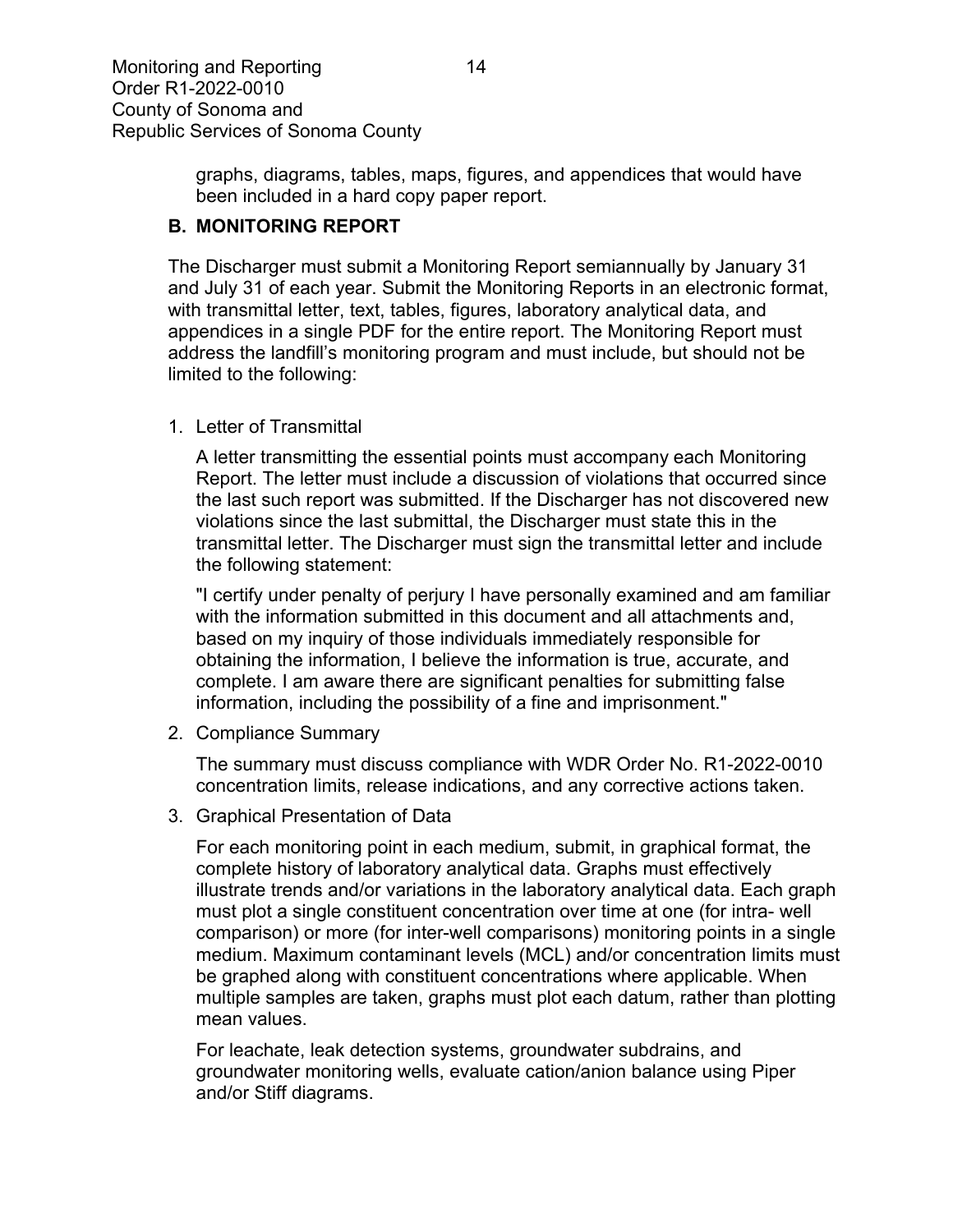graphs, diagrams, tables, maps, figures, and appendices that would have been included in a hard copy paper report.

## B. MONITORING REPORT

The Discharger must submit a Monitoring Report semiannually by January 31 and July 31 of each year. Submit the Monitoring Reports in an electronic format, with transmittal letter, text, tables, figures, laboratory analytical data, and appendices in a single PDF for the entire report. The Monitoring Report must address the landfill's monitoring program and must include, but should not be limited to the following:

1. Letter of Transmittal

   A letter transmitting the essential points must accompany each Monitoring Report. The letter must include a discussion of violations that occurred since the last such report was submitted. If the Discharger has not discovered new violations since the last submittal, the Discharger must state this in the transmittal letter. The Discharger must sign the transmittal letter and include the following statement:

   "I certify under penalty of perjury I have personally examined and am familiar with the information submitted in this document and all attachments and, based on my inquiry of those individuals immediately responsible for obtaining the information, I believe the information is true, accurate, and complete. I am aware there are significant penalties for submitting false information, including the possibility of a fine and imprisonment."

2. Compliance Summary

   The summary must discuss compliance with WDR Order No. R1-2022-0010 concentration limits, release indications, and any corrective actions taken.

3. Graphical Presentation of Data

   For each monitoring point in each medium, submit, in graphical format, the complete history of laboratory analytical data. Graphs must effectively illustrate trends and/or variations in the laboratory analytical data. Each graph must plot a single constituent concentration over time at one (for intra- well comparison) or more (for inter-well comparisons) monitoring points in a single medium. Maximum contaminant levels (MCL) and/or concentration limits must be graphed along with constituent concentrations where applicable. When multiple samples are taken, graphs must plot each datum, rather than plotting mean values.

   For leachate, leak detection systems, groundwater subdrains, and groundwater monitoring wells, evaluate cation/anion balance using Piper and/or Stiff diagrams.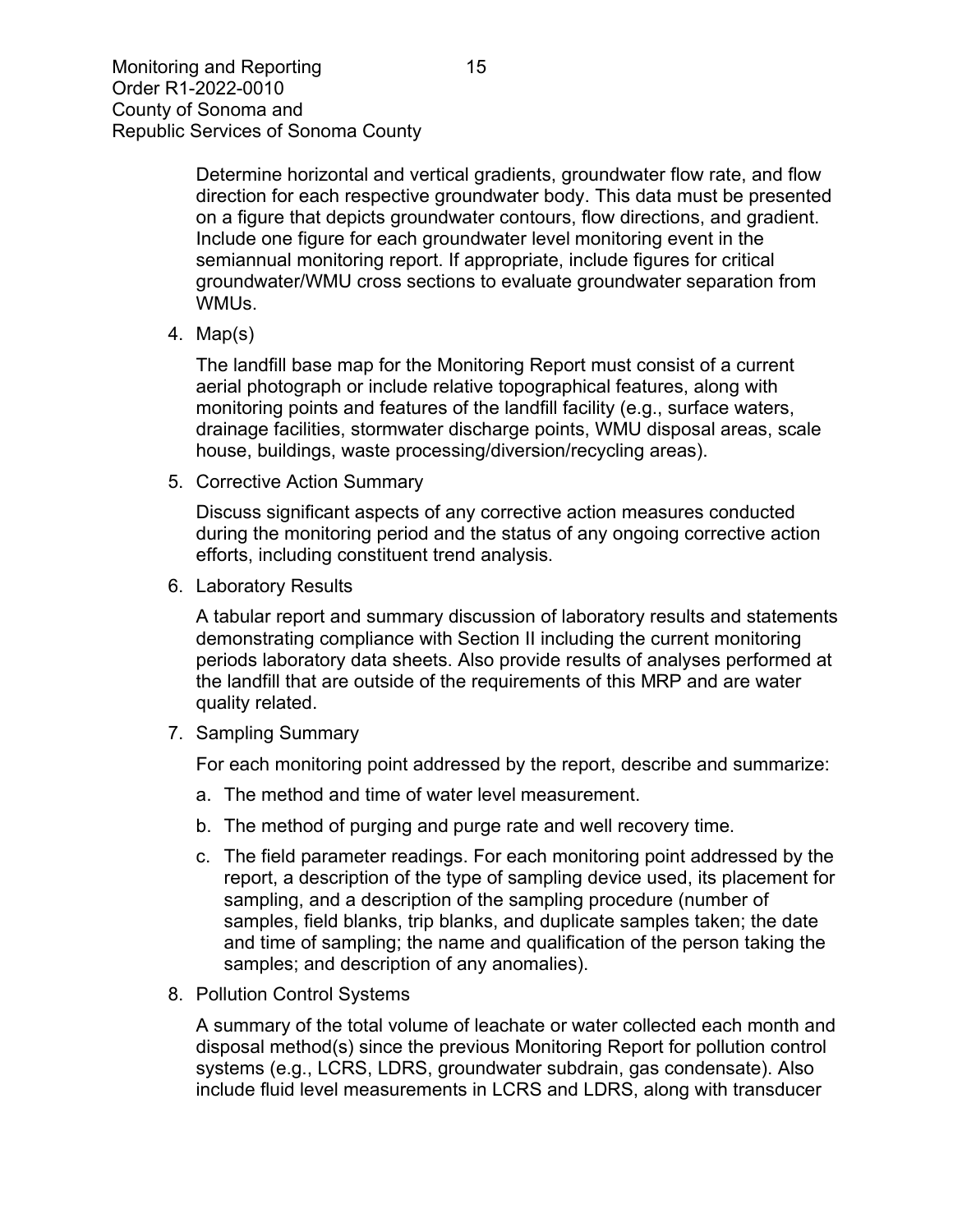Determine horizontal and vertical gradients, groundwater flow rate, and flow direction for each respective groundwater body. This data must be presented on a figure that depicts groundwater contours, flow directions, and gradient. Include one figure for each groundwater level monitoring event in the semiannual monitoring report. If appropriate, include figures for critical groundwater/WMU cross sections to evaluate groundwater separation from WMUs.

4. Map(s)

   The landfill base map for the Monitoring Report must consist of a current aerial photograph or include relative topographical features, along with monitoring points and features of the landfill facility (e.g., surface waters, drainage facilities, stormwater discharge points, WMU disposal areas, scale house, buildings, waste processing/diversion/recycling areas).

5. Corrective Action Summary

   Discuss significant aspects of any corrective action measures conducted during the monitoring period and the status of any ongoing corrective action efforts, including constituent trend analysis.

6. Laboratory Results

   A tabular report and summary discussion of laboratory results and statements demonstrating compliance with Section II including the current monitoring periods laboratory data sheets. Also provide results of analyses performed at the landfill that are outside of the requirements of this MRP and are water quality related.

7. Sampling Summary

   For each monitoring point addressed by the report, describe and summarize:

   a. The method and time of water level measurement.

   b. The method of purging and purge rate and well recovery time.

   c. The field parameter readings. For each monitoring point addressed by the report, a description of the type of sampling device used, its placement for sampling, and a description of the sampling procedure (number of samples, field blanks, trip blanks, and duplicate samples taken; the date and time of sampling; the name and qualification of the person taking the samples; and description of any anomalies).

8. Pollution Control Systems

   A summary of the total volume of leachate or water collected each month and disposal method(s) since the previous Monitoring Report for pollution control systems (e.g., LCRS, LDRS, groundwater subdrain, gas condensate). Also include fluid level measurements in LCRS and LDRS, along with transducer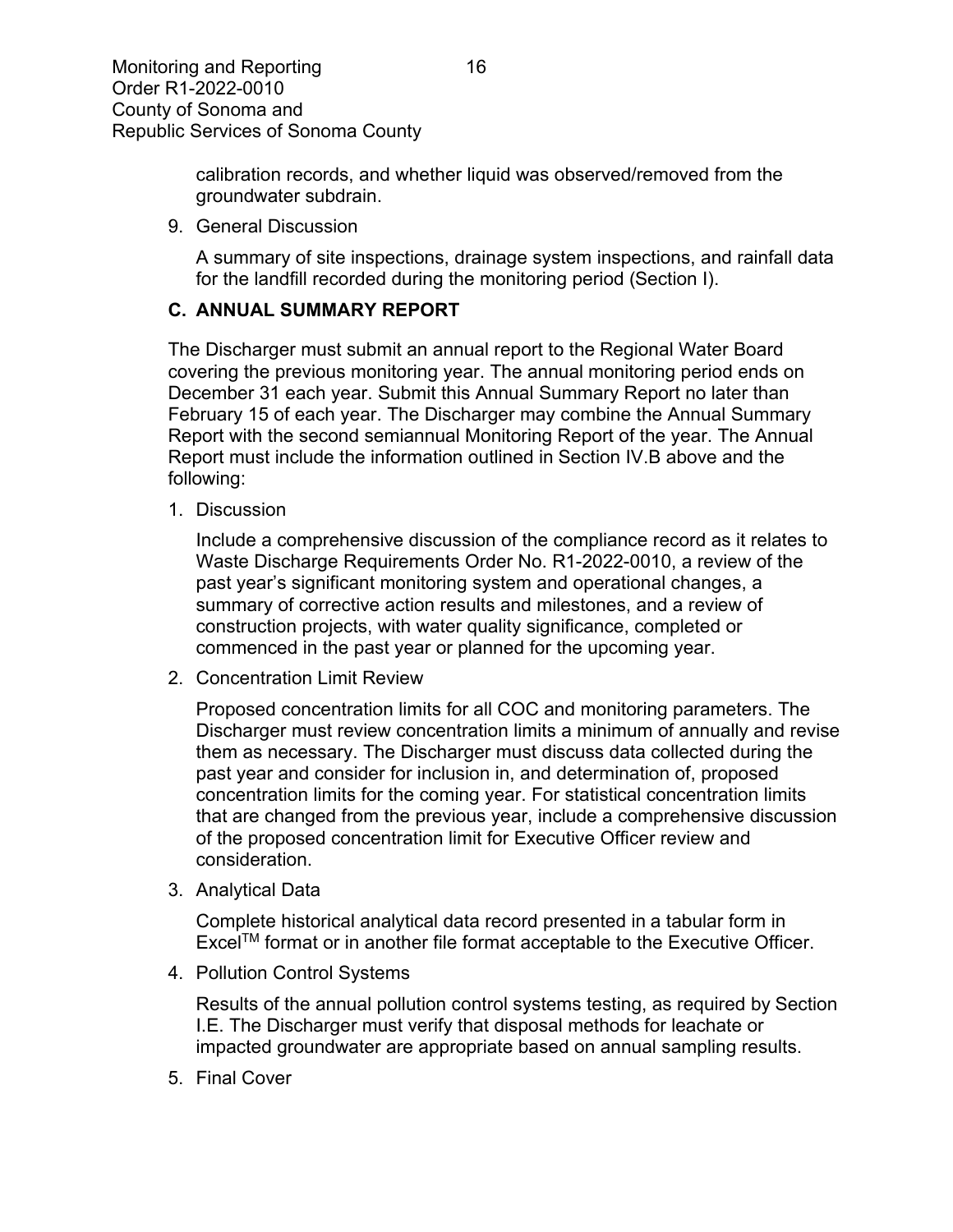calibration records, and whether liquid was observed/removed from the groundwater subdrain.

9. General Discussion

   A summary of site inspections, drainage system inspections, and rainfall data for the landfill recorded during the monitoring period (Section I).

## C. ANNUAL SUMMARY REPORT

The Discharger must submit an annual report to the Regional Water Board covering the previous monitoring year. The annual monitoring period ends on December 31 each year. Submit this Annual Summary Report no later than February 15 of each year. The Discharger may combine the Annual Summary Report with the second semiannual Monitoring Report of the year. The Annual Report must include the information outlined in Section IV.B above and the following:

1. Discussion

   Include a comprehensive discussion of the compliance record as it relates to Waste Discharge Requirements Order No. R1-2022-0010, a review of the past year's significant monitoring system and operational changes, a summary of corrective action results and milestones, and a review of construction projects, with water quality significance, completed or commenced in the past year or planned for the upcoming year.

2. Concentration Limit Review

   Proposed concentration limits for all COC and monitoring parameters. The Discharger must review concentration limits a minimum of annually and revise them as necessary. The Discharger must discuss data collected during the past year and consider for inclusion in, and determination of, proposed concentration limits for the coming year. For statistical concentration limits that are changed from the previous year, include a comprehensive discussion of the proposed concentration limit for Executive Officer review and consideration.

3. Analytical Data

   Complete historical analytical data record presented in a tabular form in Excel™ format or in another file format acceptable to the Executive Officer.

4. Pollution Control Systems

   Results of the annual pollution control systems testing, as required by Section I.E. The Discharger must verify that disposal methods for leachate or impacted groundwater are appropriate based on annual sampling results.

5. Final Cover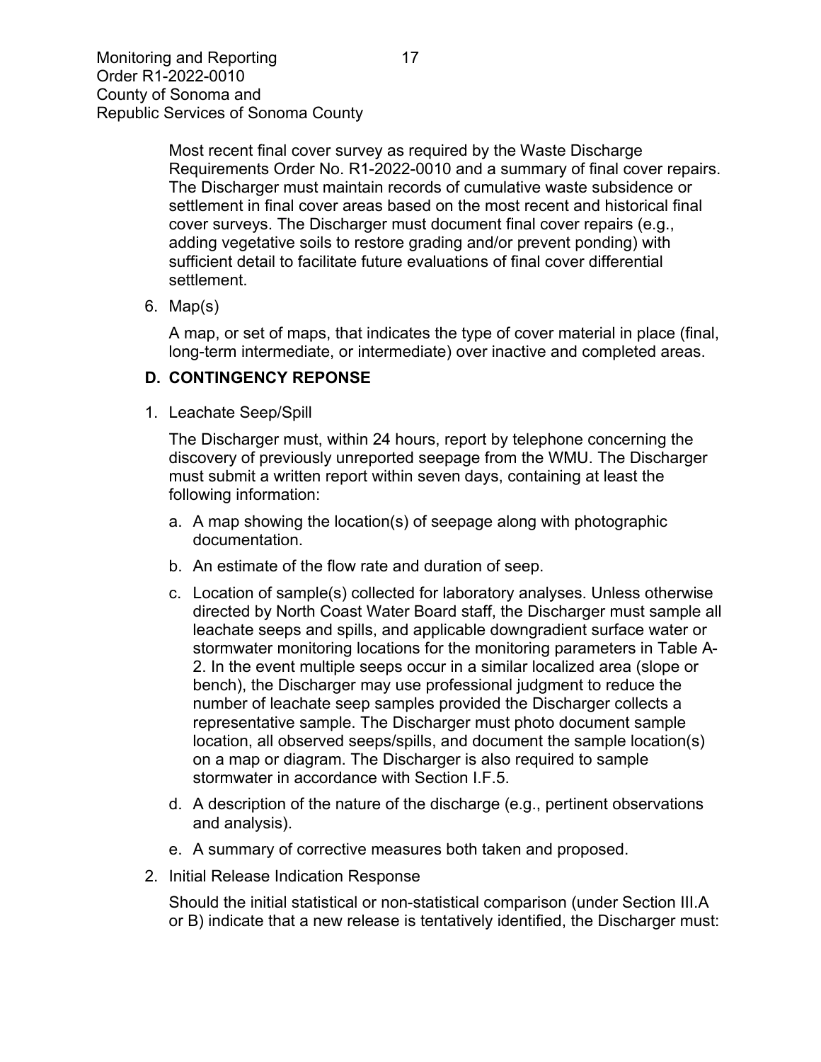Most recent final cover survey as required by the Waste Discharge Requirements Order No. R1-2022-0010 and a summary of final cover repairs. The Discharger must maintain records of cumulative waste subsidence or settlement in final cover areas based on the most recent and historical final cover surveys. The Discharger must document final cover repairs (e.g., adding vegetative soils to restore grading and/or prevent ponding) with sufficient detail to facilitate future evaluations of final cover differential settlement.

6. Map(s)

   A map, or set of maps, that indicates the type of cover material in place (final, long-term intermediate, or intermediate) over inactive and completed areas.

## D. CONTINGENCY REPONSE

1. Leachate Seep/Spill

   The Discharger must, within 24 hours, report by telephone concerning the discovery of previously unreported seepage from the WMU. The Discharger must submit a written report within seven days, containing at least the following information:

   a. A map showing the location(s) of seepage along with photographic documentation.

   b. An estimate of the flow rate and duration of seep.

   c. Location of sample(s) collected for laboratory analyses. Unless otherwise directed by North Coast Water Board staff, the Discharger must sample all leachate seeps and spills, and applicable downgradient surface water or stormwater monitoring locations for the monitoring parameters in Table A-2. In the event multiple seeps occur in a similar localized area (slope or bench), the Discharger may use professional judgment to reduce the number of leachate seep samples provided the Discharger collects a representative sample. The Discharger must photo document sample location, all observed seeps/spills, and document the sample location(s) on a map or diagram. The Discharger is also required to sample stormwater in accordance with Section I.F.5.

   d. A description of the nature of the discharge (e.g., pertinent observations and analysis).

   e. A summary of corrective measures both taken and proposed.

2. Initial Release Indication Response

   Should the initial statistical or non-statistical comparison (under Section III.A or B) indicate that a new release is tentatively identified, the Discharger must: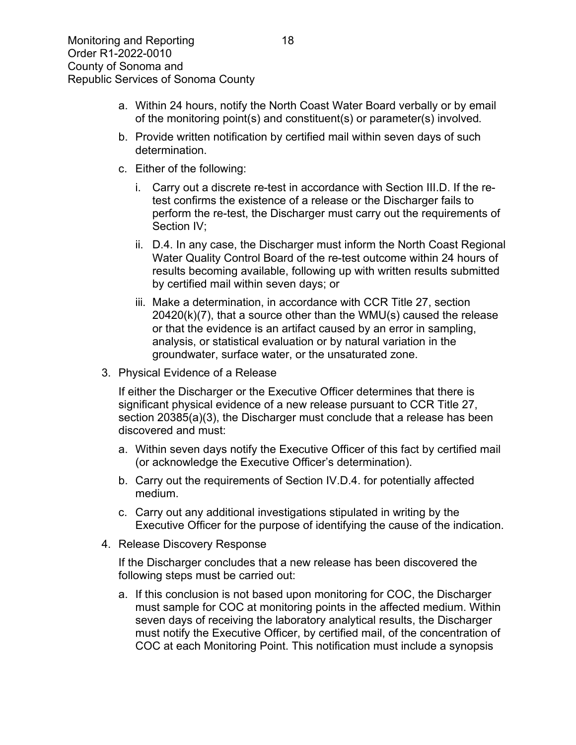a. Within 24 hours, notify the North Coast Water Board verbally or by email of the monitoring point(s) and constituent(s) or parameter(s) involved.

b. Provide written notification by certified mail within seven days of such determination.

c. Either of the following:

   i. Carry out a discrete re-test in accordance with Section III.D. If the re-test confirms the existence of a release or the Discharger fails to perform the re-test, the Discharger must carry out the requirements of Section IV;

   ii. D.4. In any case, the Discharger must inform the North Coast Regional Water Quality Control Board of the re-test outcome within 24 hours of results becoming available, following up with written results submitted by certified mail within seven days; or

   iii. Make a determination, in accordance with CCR Title 27, section 20420(k)(7), that a source other than the WMU(s) caused the release or that the evidence is an artifact caused by an error in sampling, analysis, or statistical evaluation or by natural variation in the groundwater, surface water, or the unsaturated zone.

3. Physical Evidence of a Release

   If either the Discharger or the Executive Officer determines that there is significant physical evidence of a new release pursuant to CCR Title 27, section 20385(a)(3), the Discharger must conclude that a release has been discovered and must:

   a. Within seven days notify the Executive Officer of this fact by certified mail (or acknowledge the Executive Officer's determination).

   b. Carry out the requirements of Section IV.D.4. for potentially affected medium.

   c. Carry out any additional investigations stipulated in writing by the Executive Officer for the purpose of identifying the cause of the indication.

4. Release Discovery Response

   If the Discharger concludes that a new release has been discovered the following steps must be carried out:

   a. If this conclusion is not based upon monitoring for COC, the Discharger must sample for COC at monitoring points in the affected medium. Within seven days of receiving the laboratory analytical results, the Discharger must notify the Executive Officer, by certified mail, of the concentration of COC at each Monitoring Point. This notification must include a synopsis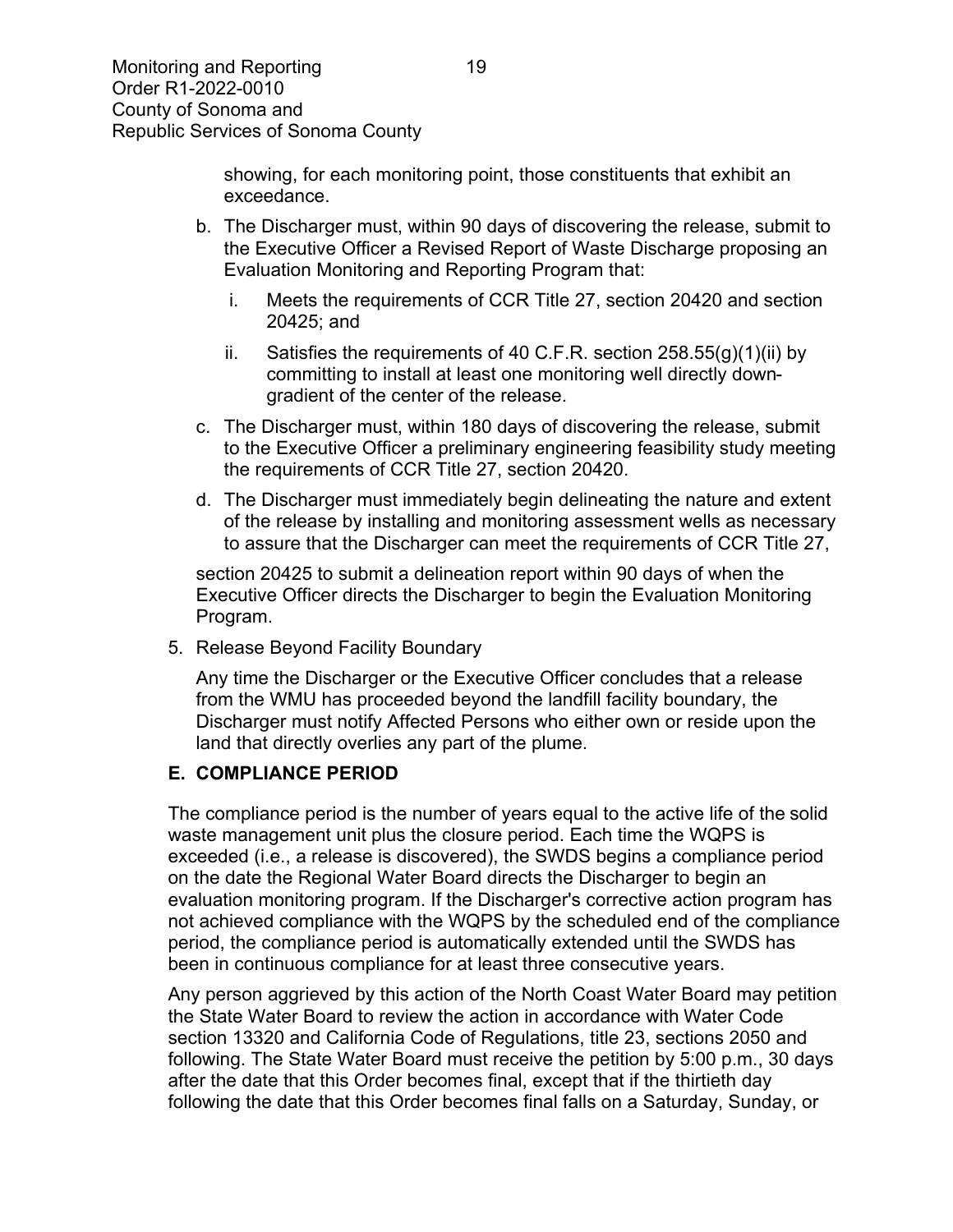showing, for each monitoring point, those constituents that exhibit an exceedance.

b. The Discharger must, within 90 days of discovering the release, submit to the Executive Officer a Revised Report of Waste Discharge proposing an Evaluation Monitoring and Reporting Program that:

   i. Meets the requirements of CCR Title 27, section 20420 and section 20425; and

   ii. Satisfies the requirements of 40 C.F.R. section 258.55(g)(1)(ii) by committing to install at least one monitoring well directly down-gradient of the center of the release.

c. The Discharger must, within 180 days of discovering the release, submit to the Executive Officer a preliminary engineering feasibility study meeting the requirements of CCR Title 27, section 20420.

d. The Discharger must immediately begin delineating the nature and extent of the release by installing and monitoring assessment wells as necessary to assure that the Discharger can meet the requirements of CCR Title 27, section 20425 to submit a delineation report within 90 days of when the Executive Officer directs the Discharger to begin the Evaluation Monitoring Program.

5. Release Beyond Facility Boundary

   Any time the Discharger or the Executive Officer concludes that a release from the WMU has proceeded beyond the landfill facility boundary, the Discharger must notify Affected Persons who either own or reside upon the land that directly overlies any part of the plume.

## E. COMPLIANCE PERIOD

The compliance period is the number of years equal to the active life of the solid waste management unit plus the closure period. Each time the WQPS is exceeded (i.e., a release is discovered), the SWDS begins a compliance period on the date the Regional Water Board directs the Discharger to begin an evaluation monitoring program. If the Discharger's corrective action program has not achieved compliance with the WQPS by the scheduled end of the compliance period, the compliance period is automatically extended until the SWDS has been in continuous compliance for at least three consecutive years.

Any person aggrieved by this action of the North Coast Water Board may petition the State Water Board to review the action in accordance with Water Code section 13320 and California Code of Regulations, title 23, sections 2050 and following. The State Water Board must receive the petition by 5:00 p.m., 30 days after the date that this Order becomes final, except that if the thirtieth day following the date that this Order becomes final falls on a Saturday, Sunday, or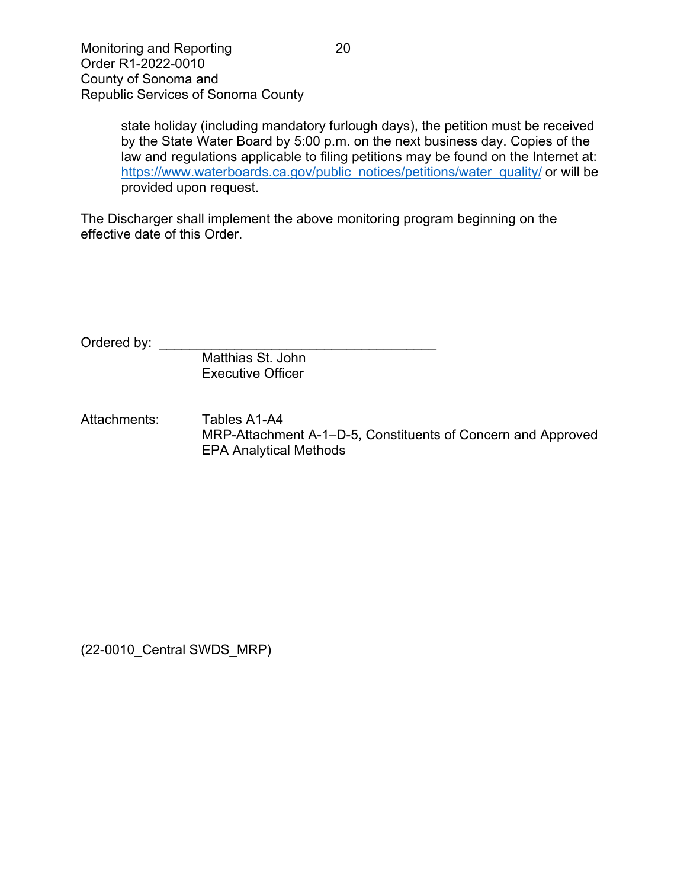state holiday (including mandatory furlough days), the petition must be received by the State Water Board by 5:00 p.m. on the next business day. Copies of the law and regulations applicable to filing petitions may be found on the Internet at: https://www.waterboards.ca.gov/public_notices/petitions/water_quality/ or will be provided upon request.

The Discharger shall implement the above monitoring program beginning on the effective date of this Order.

Ordered by: ______________________________________

Matthias St. John
Executive Officer

Attachments: Tables A1-A4
MRP-Attachment A-1–D-5, Constituents of Concern and Approved EPA Analytical Methods

(22-0010_Central SWDS_MRP)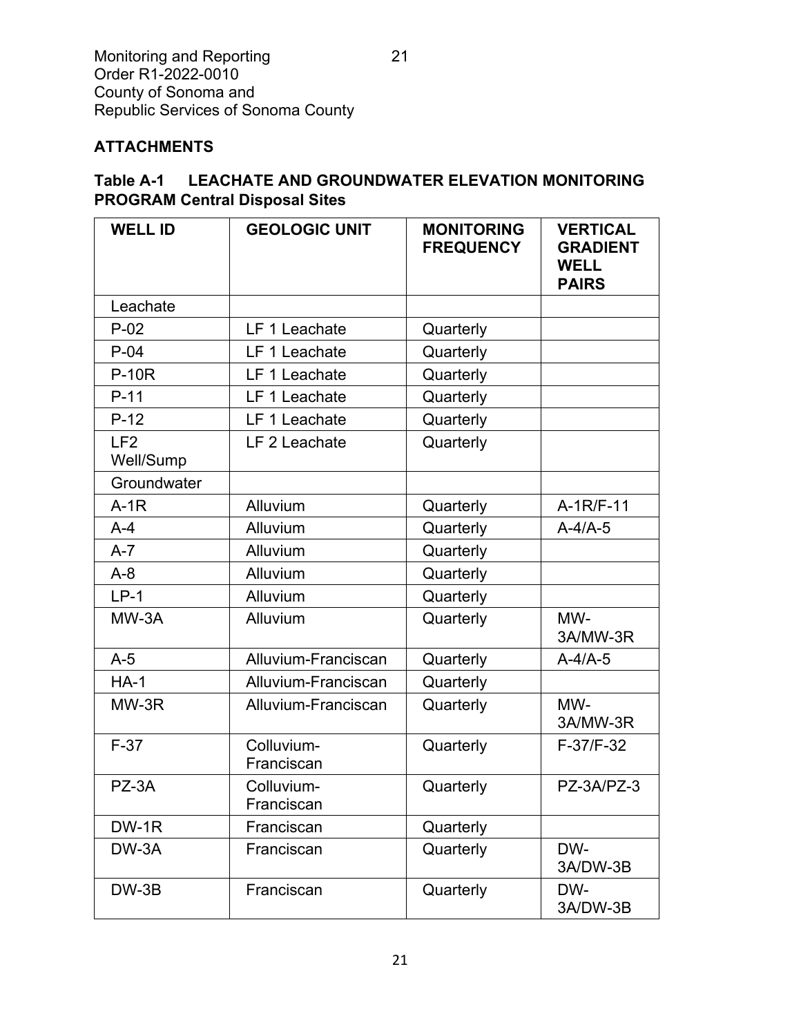## ATTACHMENTS

### Table A-1 LEACHATE AND GROUNDWATER ELEVATION MONITORING PROGRAM Central Disposal Sites

| WELL ID | GEOLOGIC UNIT | MONITORING FREQUENCY | VERTICAL GRADIENT WELL PAIRS |
|---|---|---|---|
| Leachate | | | |
| P-02 | LF 1 Leachate | Quarterly | |
| P-04 | LF 1 Leachate | Quarterly | |
| P-10R | LF 1 Leachate | Quarterly | |
| P-11 | LF 1 Leachate | Quarterly | |
| P-12 | LF 1 Leachate | Quarterly | |
| LF2 Well/Sump | LF 2 Leachate | Quarterly | |
| Groundwater | | | |
| A-1R | Alluvium | Quarterly | A-1R/F-11 |
| A-4 | Alluvium | Quarterly | A-4/A-5 |
| A-7 | Alluvium | Quarterly | |
| A-8 | Alluvium | Quarterly | |
| LP-1 | Alluvium | Quarterly | |
| MW-3A | Alluvium | Quarterly | MW-3A/MW-3R |
| A-5 | Alluvium-Franciscan | Quarterly | A-4/A-5 |
| HA-1 | Alluvium-Franciscan | Quarterly | |
| MW-3R | Alluvium-Franciscan | Quarterly | MW-3A/MW-3R |
| F-37 | Colluvium-Franciscan | Quarterly | F-37/F-32 |
| PZ-3A | Colluvium-Franciscan | Quarterly | PZ-3A/PZ-3 |
| DW-1R | Franciscan | Quarterly | |
| DW-3A | Franciscan | Quarterly | DW-3A/DW-3B |
| DW-3B | Franciscan | Quarterly | DW-3A/DW-3B |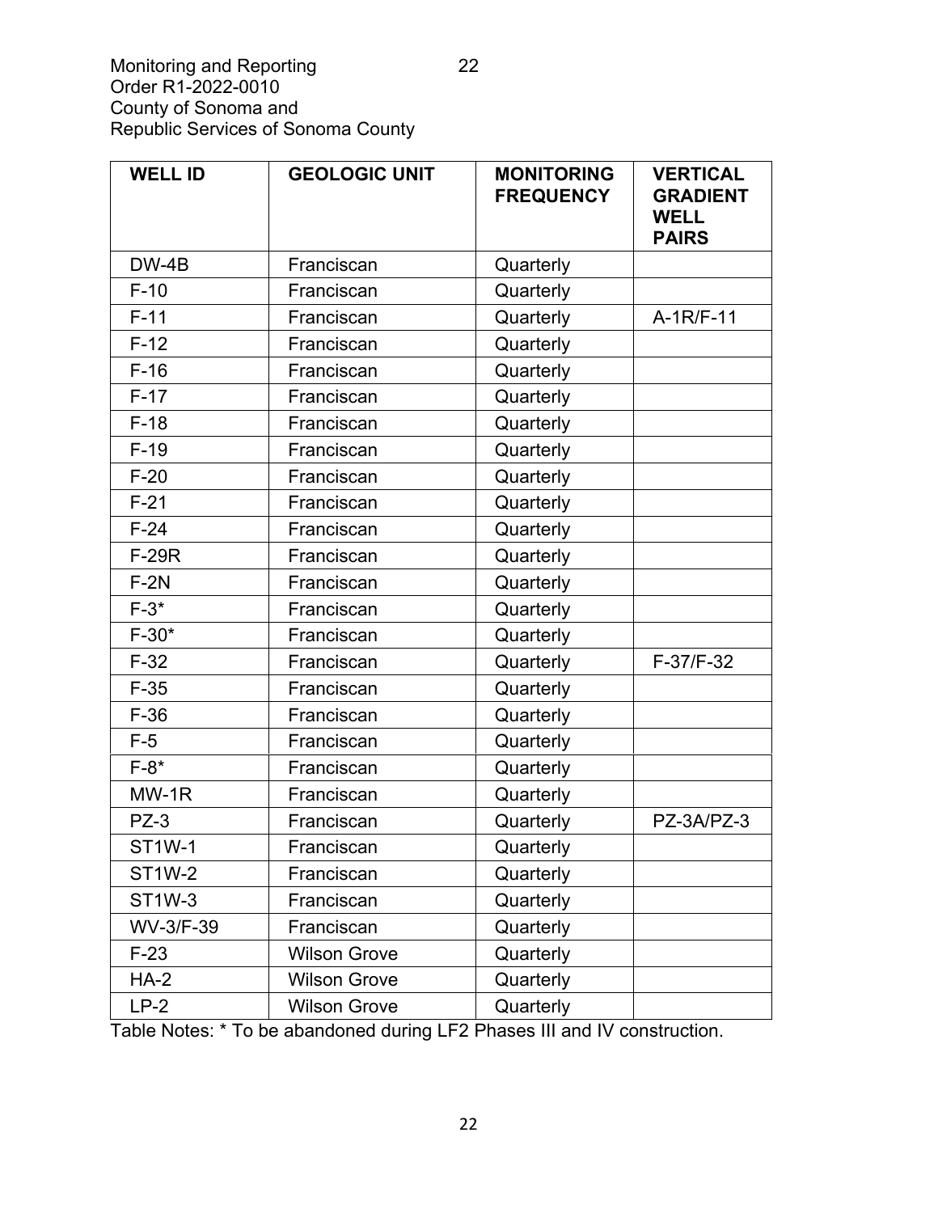| WELL ID | GEOLOGIC UNIT | MONITORING FREQUENCY | VERTICAL GRADIENT WELL PAIRS |
|---|---|---|---|
| DW-4B | Franciscan | Quarterly | |
| F-10 | Franciscan | Quarterly | |
| F-11 | Franciscan | Quarterly | A-1R/F-11 |
| F-12 | Franciscan | Quarterly | |
| F-16 | Franciscan | Quarterly | |
| F-17 | Franciscan | Quarterly | |
| F-18 | Franciscan | Quarterly | |
| F-19 | Franciscan | Quarterly | |
| F-20 | Franciscan | Quarterly | |
| F-21 | Franciscan | Quarterly | |
| F-24 | Franciscan | Quarterly | |
| F-29R | Franciscan | Quarterly | |
| F-2N | Franciscan | Quarterly | |
| F-3* | Franciscan | Quarterly | |
| F-30* | Franciscan | Quarterly | |
| F-32 | Franciscan | Quarterly | F-37/F-32 |
| F-35 | Franciscan | Quarterly | |
| F-36 | Franciscan | Quarterly | |
| F-5 | Franciscan | Quarterly | |
| F-8* | Franciscan | Quarterly | |
| MW-1R | Franciscan | Quarterly | |
| PZ-3 | Franciscan | Quarterly | PZ-3A/PZ-3 |
| ST1W-1 | Franciscan | Quarterly | |
| ST1W-2 | Franciscan | Quarterly | |
| ST1W-3 | Franciscan | Quarterly | |
| WV-3/F-39 | Franciscan | Quarterly | |
| F-23 | Wilson Grove | Quarterly | |
| HA-2 | Wilson Grove | Quarterly | |
| LP-2 | Wilson Grove | Quarterly | |

Table Notes: * To be abandoned during LF2 Phases III and IV construction.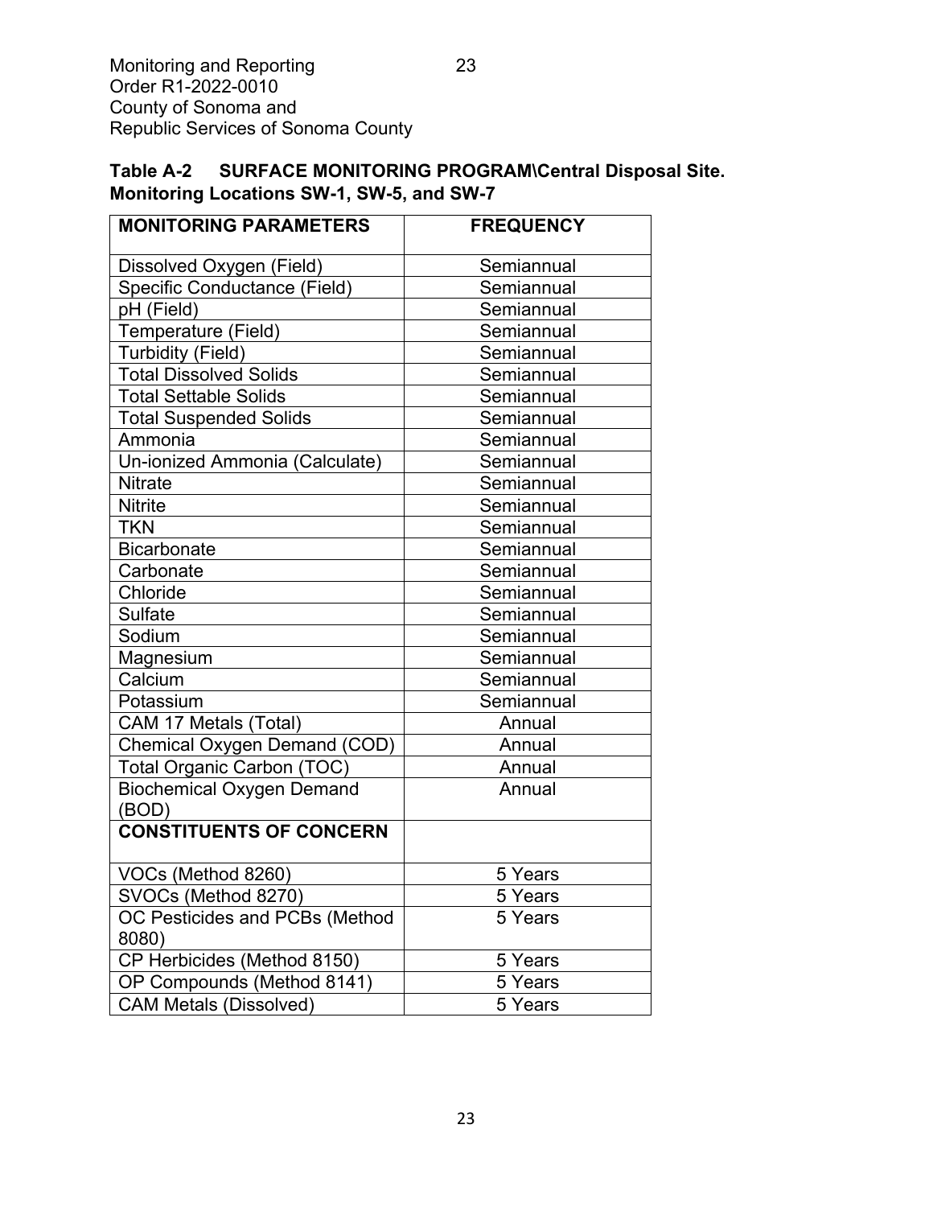**Table A-2 SURFACE MONITORING PROGRAM\Central Disposal Site. Monitoring Locations SW-1, SW-5, and SW-7**

| MONITORING PARAMETERS | FREQUENCY |
|---|---|
| Dissolved Oxygen (Field) | Semiannual |
| Specific Conductance (Field) | Semiannual |
| pH (Field) | Semiannual |
| Temperature (Field) | Semiannual |
| Turbidity (Field) | Semiannual |
| Total Dissolved Solids | Semiannual |
| Total Settable Solids | Semiannual |
| Total Suspended Solids | Semiannual |
| Ammonia | Semiannual |
| Un-ionized Ammonia (Calculate) | Semiannual |
| Nitrate | Semiannual |
| Nitrite | Semiannual |
| TKN | Semiannual |
| Bicarbonate | Semiannual |
| Carbonate | Semiannual |
| Chloride | Semiannual |
| Sulfate | Semiannual |
| Sodium | Semiannual |
| Magnesium | Semiannual |
| Calcium | Semiannual |
| Potassium | Semiannual |
| CAM 17 Metals (Total) | Annual |
| Chemical Oxygen Demand (COD) | Annual |
| Total Organic Carbon (TOC) | Annual |
| Biochemical Oxygen Demand (BOD) | Annual |
| **CONSTITUENTS OF CONCERN** | |
| VOCs (Method 8260) | 5 Years |
| SVOCs (Method 8270) | 5 Years |
| OC Pesticides and PCBs (Method 8080) | 5 Years |
| CP Herbicides (Method 8150) | 5 Years |
| OP Compounds (Method 8141) | 5 Years |
| CAM Metals (Dissolved) | 5 Years |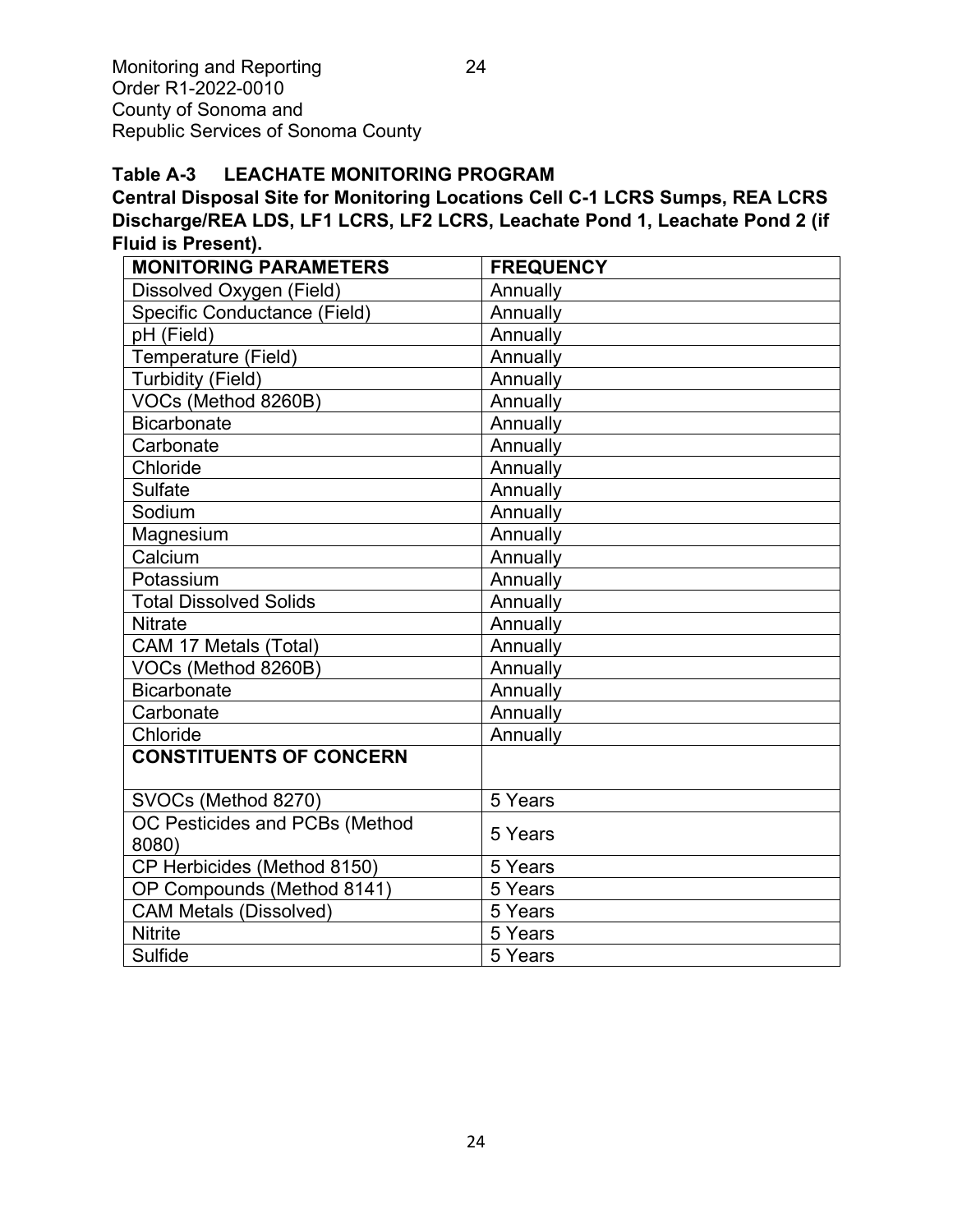**Table A-3 LEACHATE MONITORING PROGRAM**

**Central Disposal Site for Monitoring Locations Cell C-1 LCRS Sumps, REA LCRS Discharge/REA LDS, LF1 LCRS, LF2 LCRS, Leachate Pond 1, Leachate Pond 2 (if Fluid is Present).**

| MONITORING PARAMETERS | FREQUENCY |
|---|---|
| Dissolved Oxygen (Field) | Annually |
| Specific Conductance (Field) | Annually |
| pH (Field) | Annually |
| Temperature (Field) | Annually |
| Turbidity (Field) | Annually |
| VOCs (Method 8260B) | Annually |
| Bicarbonate | Annually |
| Carbonate | Annually |
| Chloride | Annually |
| Sulfate | Annually |
| Sodium | Annually |
| Magnesium | Annually |
| Calcium | Annually |
| Potassium | Annually |
| Total Dissolved Solids | Annually |
| Nitrate | Annually |
| CAM 17 Metals (Total) | Annually |
| VOCs (Method 8260B) | Annually |
| Bicarbonate | Annually |
| Carbonate | Annually |
| Chloride | Annually |
| **CONSTITUENTS OF CONCERN** | |
| SVOCs (Method 8270) | 5 Years |
| OC Pesticides and PCBs (Method 8080) | 5 Years |
| CP Herbicides (Method 8150) | 5 Years |
| OP Compounds (Method 8141) | 5 Years |
| CAM Metals (Dissolved) | 5 Years |
| Nitrite | 5 Years |
| Sulfide | 5 Years |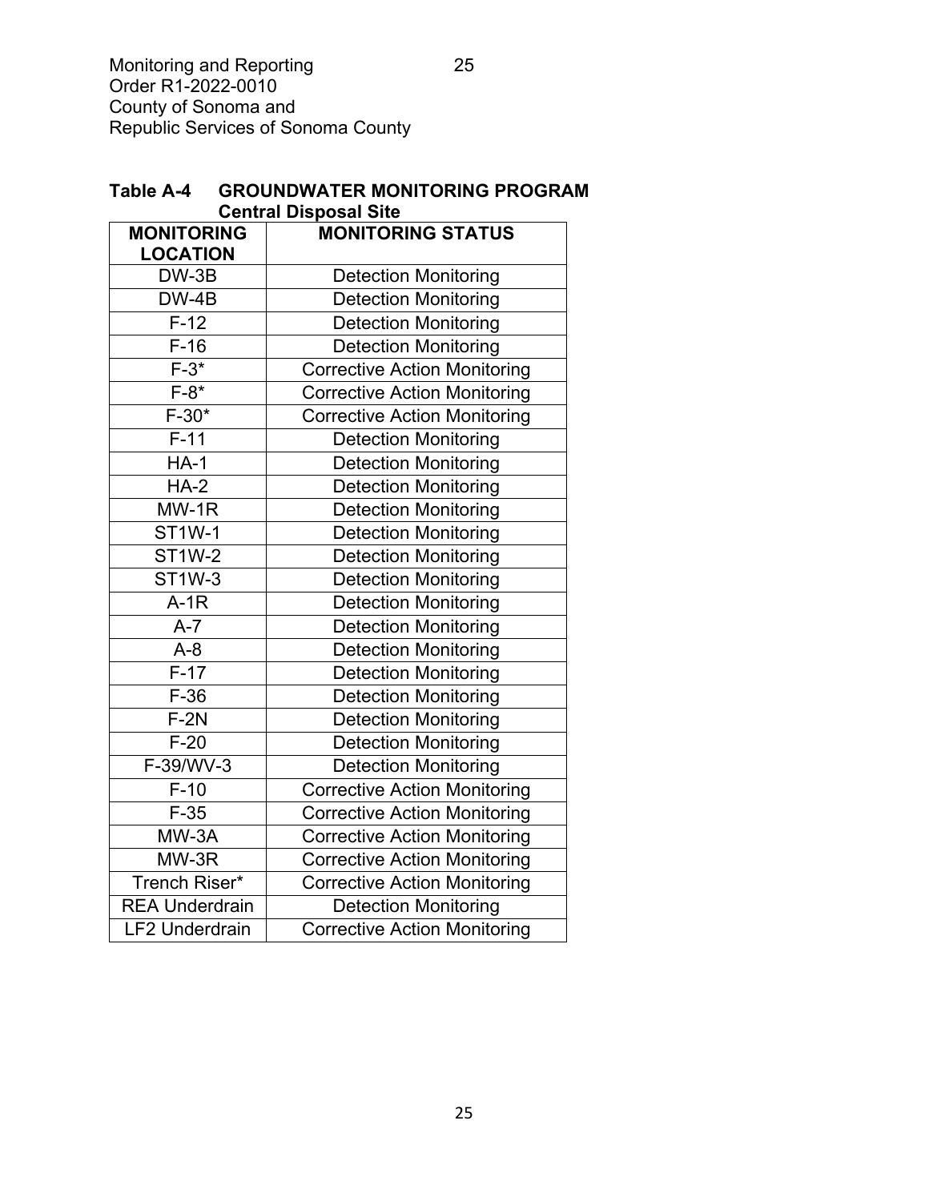**Table A-4 GROUNDWATER MONITORING PROGRAM**
**Central Disposal Site**

| MONITORING LOCATION | MONITORING STATUS |
|---|---|
| DW-3B | Detection Monitoring |
| DW-4B | Detection Monitoring |
| F-12 | Detection Monitoring |
| F-16 | Detection Monitoring |
| F-3* | Corrective Action Monitoring |
| F-8* | Corrective Action Monitoring |
| F-30* | Corrective Action Monitoring |
| F-11 | Detection Monitoring |
| HA-1 | Detection Monitoring |
| HA-2 | Detection Monitoring |
| MW-1R | Detection Monitoring |
| ST1W-1 | Detection Monitoring |
| ST1W-2 | Detection Monitoring |
| ST1W-3 | Detection Monitoring |
| A-1R | Detection Monitoring |
| A-7 | Detection Monitoring |
| A-8 | Detection Monitoring |
| F-17 | Detection Monitoring |
| F-36 | Detection Monitoring |
| F-2N | Detection Monitoring |
| F-20 | Detection Monitoring |
| F-39/WV-3 | Detection Monitoring |
| F-10 | Corrective Action Monitoring |
| F-35 | Corrective Action Monitoring |
| MW-3A | Corrective Action Monitoring |
| MW-3R | Corrective Action Monitoring |
| Trench Riser* | Corrective Action Monitoring |
| REA Underdrain | Detection Monitoring |
| LF2 Underdrain | Corrective Action Monitoring |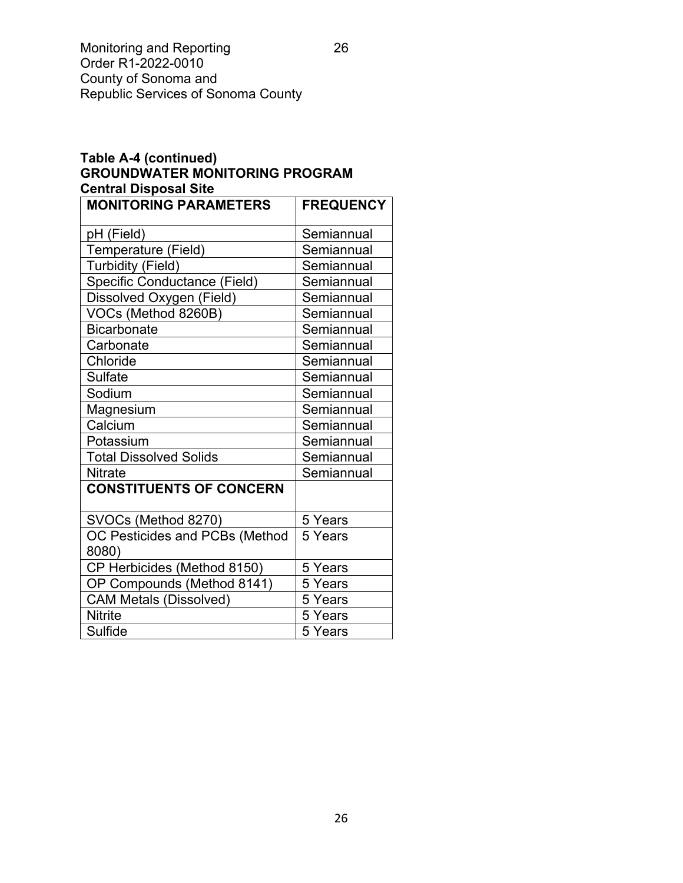**Table A-4 (continued)**
**GROUNDWATER MONITORING PROGRAM**
**Central Disposal Site**

| MONITORING PARAMETERS | FREQUENCY |
|---|---|
| pH (Field) | Semiannual |
| Temperature (Field) | Semiannual |
| Turbidity (Field) | Semiannual |
| Specific Conductance (Field) | Semiannual |
| Dissolved Oxygen (Field) | Semiannual |
| VOCs (Method 8260B) | Semiannual |
| Bicarbonate | Semiannual |
| Carbonate | Semiannual |
| Chloride | Semiannual |
| Sulfate | Semiannual |
| Sodium | Semiannual |
| Magnesium | Semiannual |
| Calcium | Semiannual |
| Potassium | Semiannual |
| Total Dissolved Solids | Semiannual |
| Nitrate | Semiannual |
| **CONSTITUENTS OF CONCERN** | |
| SVOCs (Method 8270) | 5 Years |
| OC Pesticides and PCBs (Method 8080) | 5 Years |
| CP Herbicides (Method 8150) | 5 Years |
| OP Compounds (Method 8141) | 5 Years |
| CAM Metals (Dissolved) | 5 Years |
| Nitrite | 5 Years |
| Sulfide | 5 Years |